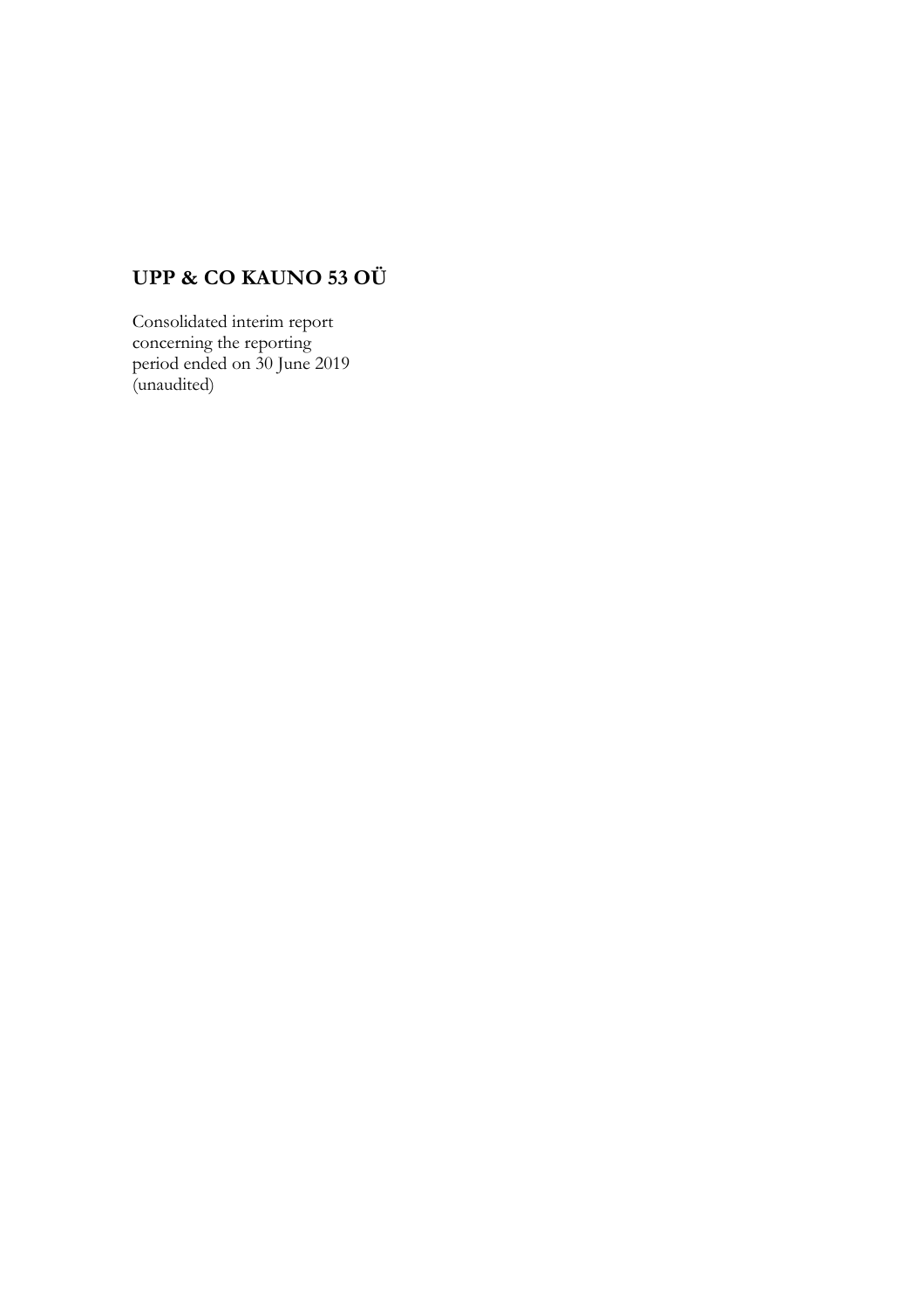# UPP & CO KAUNO 53 OÜ

Consolidated interim report
concerning the reporting
period ended on 30 June 2019
(unaudited)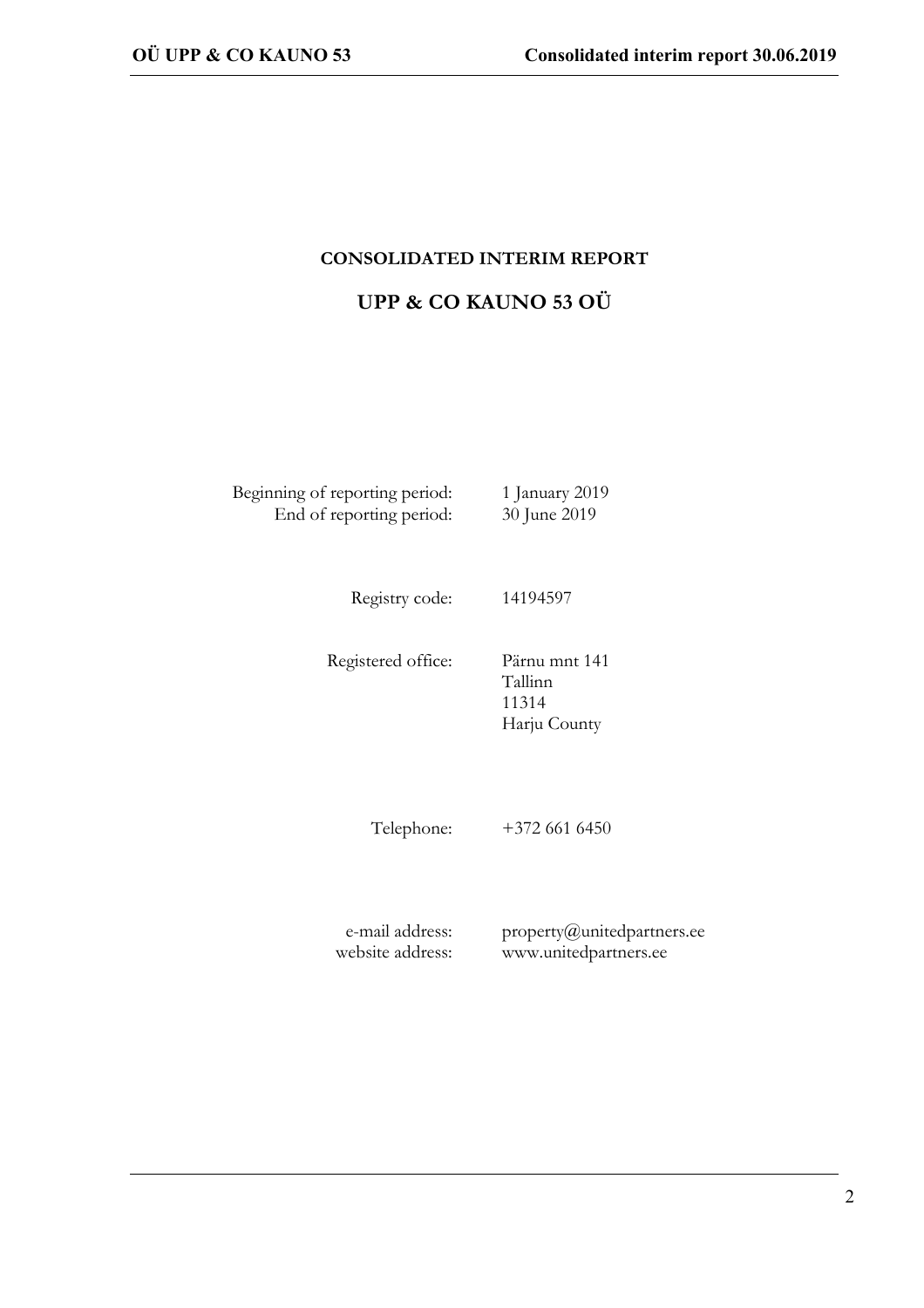# CONSOLIDATED INTERIM REPORT

## UPP & CO KAUNO 53 OÜ

| | |
|---|---|
| Beginning of reporting period: | 1 January 2019 |
| End of reporting period: | 30 June 2019 |
| Registry code: | 14194597 |
| Registered office: | Pärnu mnt 141<br>Tallinn<br>11314<br>Harju County |
| Telephone: | +372 661 6450 |
| e-mail address: | property@unitedpartners.ee |
| website address: | www.unitedpartners.ee |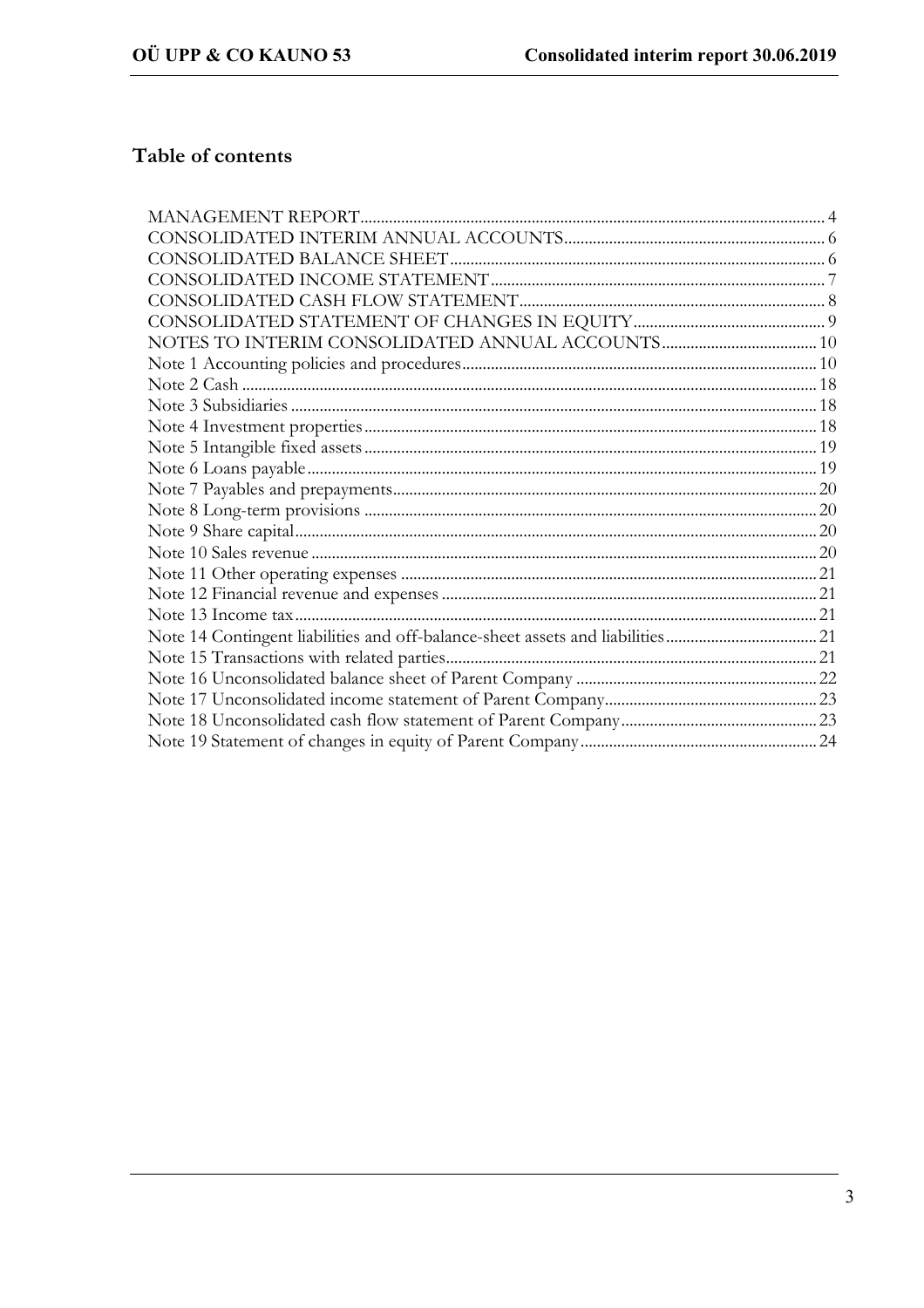## Table of contents

| | |
|---|---|
| MANAGEMENT REPORT | 4 |
| CONSOLIDATED INTERIM ANNUAL ACCOUNTS | 6 |
| CONSOLIDATED BALANCE SHEET | 6 |
| CONSOLIDATED INCOME STATEMENT | 7 |
| CONSOLIDATED CASH FLOW STATEMENT | 8 |
| CONSOLIDATED STATEMENT OF CHANGES IN EQUITY | 9 |
| NOTES TO INTERIM CONSOLIDATED ANNUAL ACCOUNTS | 10 |
| Note 1 Accounting policies and procedures | 10 |
| Note 2 Cash | 18 |
| Note 3 Subsidiaries | 18 |
| Note 4 Investment properties | 18 |
| Note 5 Intangible fixed assets | 19 |
| Note 6 Loans payable | 19 |
| Note 7 Payables and prepayments | 20 |
| Note 8 Long-term provisions | 20 |
| Note 9 Share capital | 20 |
| Note 10 Sales revenue | 20 |
| Note 11 Other operating expenses | 21 |
| Note 12 Financial revenue and expenses | 21 |
| Note 13 Income tax | 21 |
| Note 14 Contingent liabilities and off-balance-sheet assets and liabilities | 21 |
| Note 15 Transactions with related parties | 21 |
| Note 16 Unconsolidated balance sheet of Parent Company | 22 |
| Note 17 Unconsolidated income statement of Parent Company | 23 |
| Note 18 Unconsolidated cash flow statement of Parent Company | 23 |
| Note 19 Statement of changes in equity of Parent Company | 24 |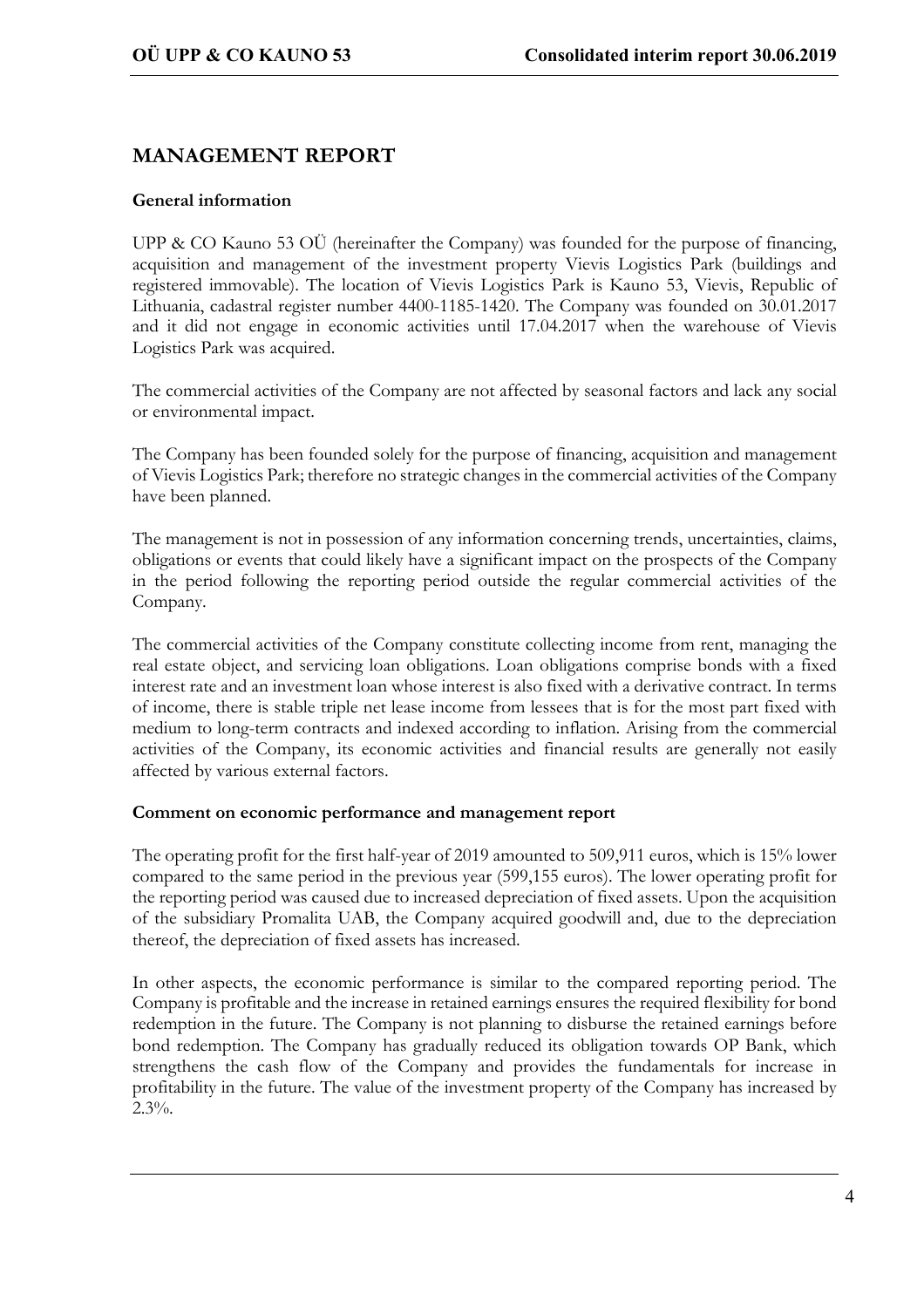# MANAGEMENT REPORT

**General information**

UPP & CO Kauno 53 OÜ (hereinafter the Company) was founded for the purpose of financing, acquisition and management of the investment property Vievis Logistics Park (buildings and registered immovable). The location of Vievis Logistics Park is Kauno 53, Vievis, Republic of Lithuania, cadastral register number 4400-1185-1420. The Company was founded on 30.01.2017 and it did not engage in economic activities until 17.04.2017 when the warehouse of Vievis Logistics Park was acquired.

The commercial activities of the Company are not affected by seasonal factors and lack any social or environmental impact.

The Company has been founded solely for the purpose of financing, acquisition and management of Vievis Logistics Park; therefore no strategic changes in the commercial activities of the Company have been planned.

The management is not in possession of any information concerning trends, uncertainties, claims, obligations or events that could likely have a significant impact on the prospects of the Company in the period following the reporting period outside the regular commercial activities of the Company.

The commercial activities of the Company constitute collecting income from rent, managing the real estate object, and servicing loan obligations. Loan obligations comprise bonds with a fixed interest rate and an investment loan whose interest is also fixed with a derivative contract. In terms of income, there is stable triple net lease income from lessees that is for the most part fixed with medium to long-term contracts and indexed according to inflation. Arising from the commercial activities of the Company, its economic activities and financial results are generally not easily affected by various external factors.

**Comment on economic performance and management report**

The operating profit for the first half-year of 2019 amounted to 509,911 euros, which is 15% lower compared to the same period in the previous year (599,155 euros). The lower operating profit for the reporting period was caused due to increased depreciation of fixed assets. Upon the acquisition of the subsidiary Promalita UAB, the Company acquired goodwill and, due to the depreciation thereof, the depreciation of fixed assets has increased.

In other aspects, the economic performance is similar to the compared reporting period. The Company is profitable and the increase in retained earnings ensures the required flexibility for bond redemption in the future. The Company is not planning to disburse the retained earnings before bond redemption. The Company has gradually reduced its obligation towards OP Bank, which strengthens the cash flow of the Company and provides the fundamentals for increase in profitability in the future. The value of the investment property of the Company has increased by 2.3%.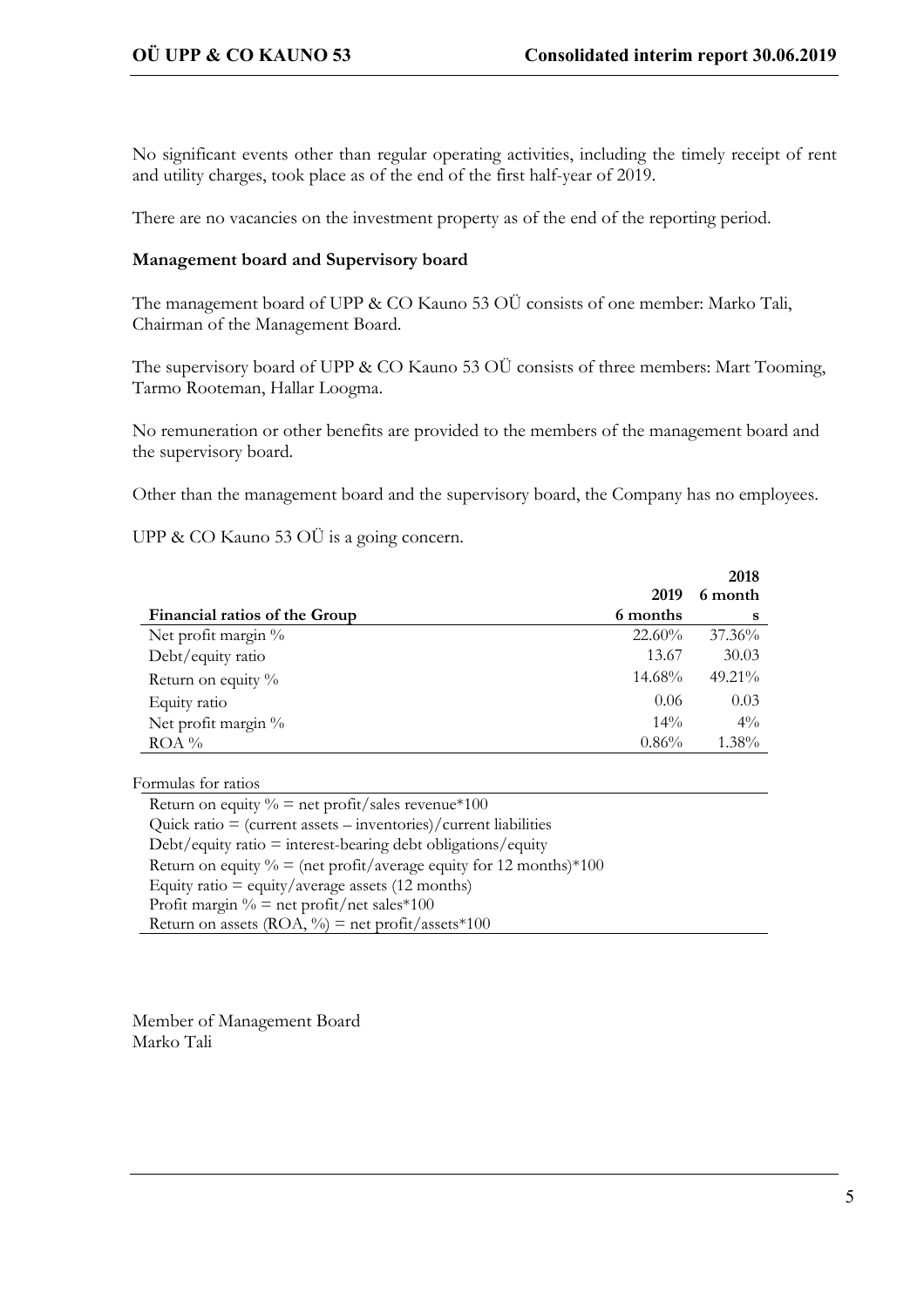No significant events other than regular operating activities, including the timely receipt of rent and utility charges, took place as of the end of the first half-year of 2019.

There are no vacancies on the investment property as of the end of the reporting period.

**Management board and Supervisory board**

The management board of UPP & CO Kauno 53 OÜ consists of one member: Marko Tali, Chairman of the Management Board.

The supervisory board of UPP & CO Kauno 53 OÜ consists of three members: Mart Tooming, Tarmo Rooteman, Hallar Loogma.

No remuneration or other benefits are provided to the members of the management board and the supervisory board.

Other than the management board and the supervisory board, the Company has no employees.

UPP & CO Kauno 53 OÜ is a going concern.

| Financial ratios of the Group | 2019 6 months | 2018 6 months |
|---|---|---|
| Net profit margin % | 22.60% | 37.36% |
| Debt/equity ratio | 13.67 | 30.03 |
| Return on equity % | 14.68% | 49.21% |
| Equity ratio | 0.06 | 0.03 |
| Net profit margin % | 14% | 4% |
| ROA % | 0.86% | 1.38% |

Formulas for ratios

Return on equity % = net profit/sales revenue*100
Quick ratio = (current assets – inventories)/current liabilities
Debt/equity ratio = interest-bearing debt obligations/equity
Return on equity % = (net profit/average equity for 12 months)*100
Equity ratio = equity/average assets (12 months)
Profit margin % = net profit/net sales*100
Return on assets (ROA, %) = net profit/assets*100

Member of Management Board
Marko Tali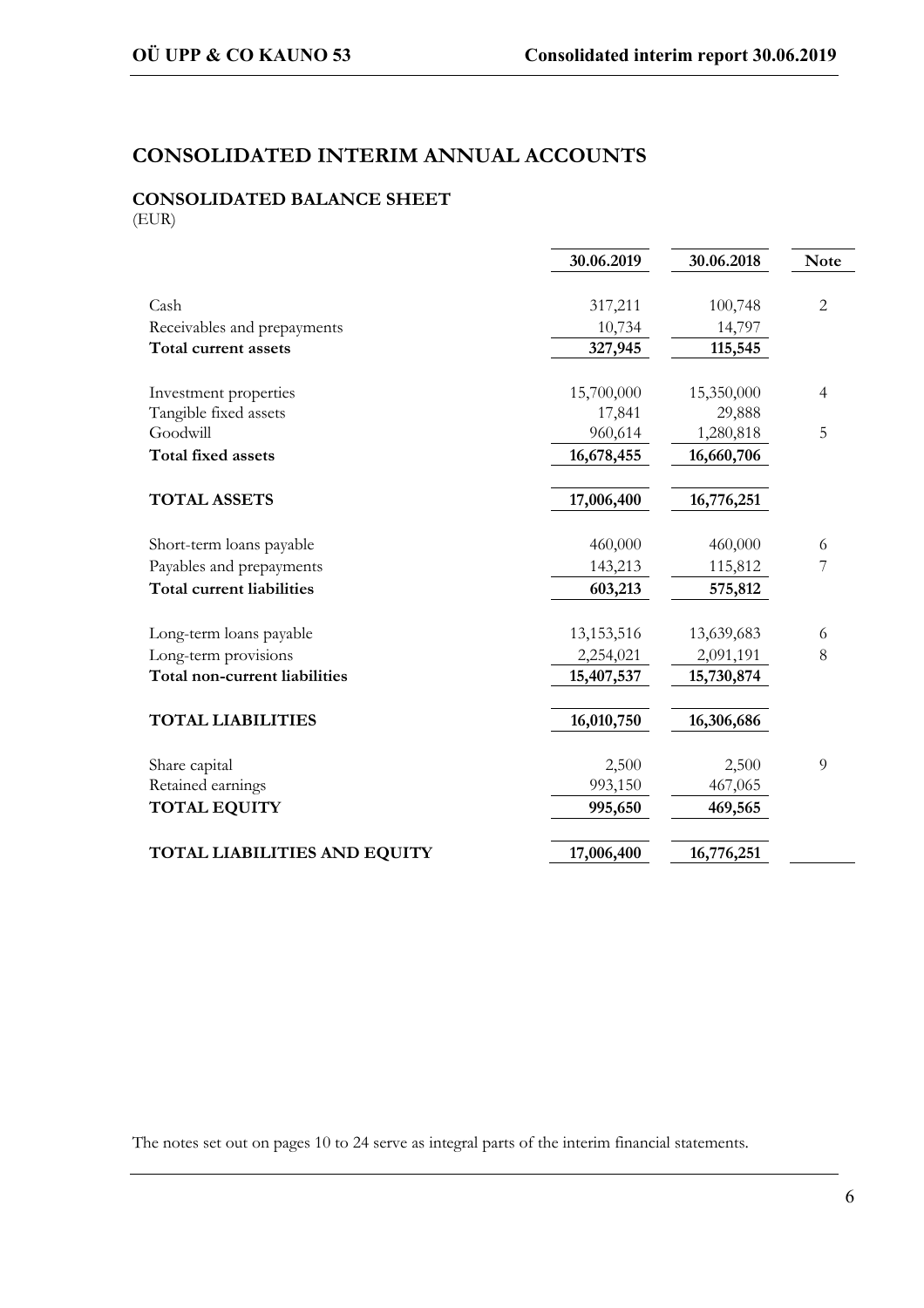# CONSOLIDATED INTERIM ANNUAL ACCOUNTS

## CONSOLIDATED BALANCE SHEET

(EUR)

| | 30.06.2019 | 30.06.2018 | Note |
|---|---|---|---|
| Cash | 317,211 | 100,748 | 2 |
| Receivables and prepayments | 10,734 | 14,797 | |
| **Total current assets** | **327,945** | **115,545** | |
| | | | |
| Investment properties | 15,700,000 | 15,350,000 | 4 |
| Tangible fixed assets | 17,841 | 29,888 | |
| Goodwill | 960,614 | 1,280,818 | 5 |
| **Total fixed assets** | **16,678,455** | **16,660,706** | |
| | | | |
| **TOTAL ASSETS** | **17,006,400** | **16,776,251** | |
| | | | |
| Short-term loans payable | 460,000 | 460,000 | 6 |
| Payables and prepayments | 143,213 | 115,812 | 7 |
| **Total current liabilities** | **603,213** | **575,812** | |
| | | | |
| Long-term loans payable | 13,153,516 | 13,639,683 | 6 |
| Long-term provisions | 2,254,021 | 2,091,191 | 8 |
| **Total non-current liabilities** | **15,407,537** | **15,730,874** | |
| | | | |
| **TOTAL LIABILITIES** | **16,010,750** | **16,306,686** | |
| | | | |
| Share capital | 2,500 | 2,500 | 9 |
| Retained earnings | 993,150 | 467,065 | |
| **TOTAL EQUITY** | **995,650** | **469,565** | |
| | | | |
| **TOTAL LIABILITIES AND EQUITY** | **17,006,400** | **16,776,251** | |

The notes set out on pages 10 to 24 serve as integral parts of the interim financial statements.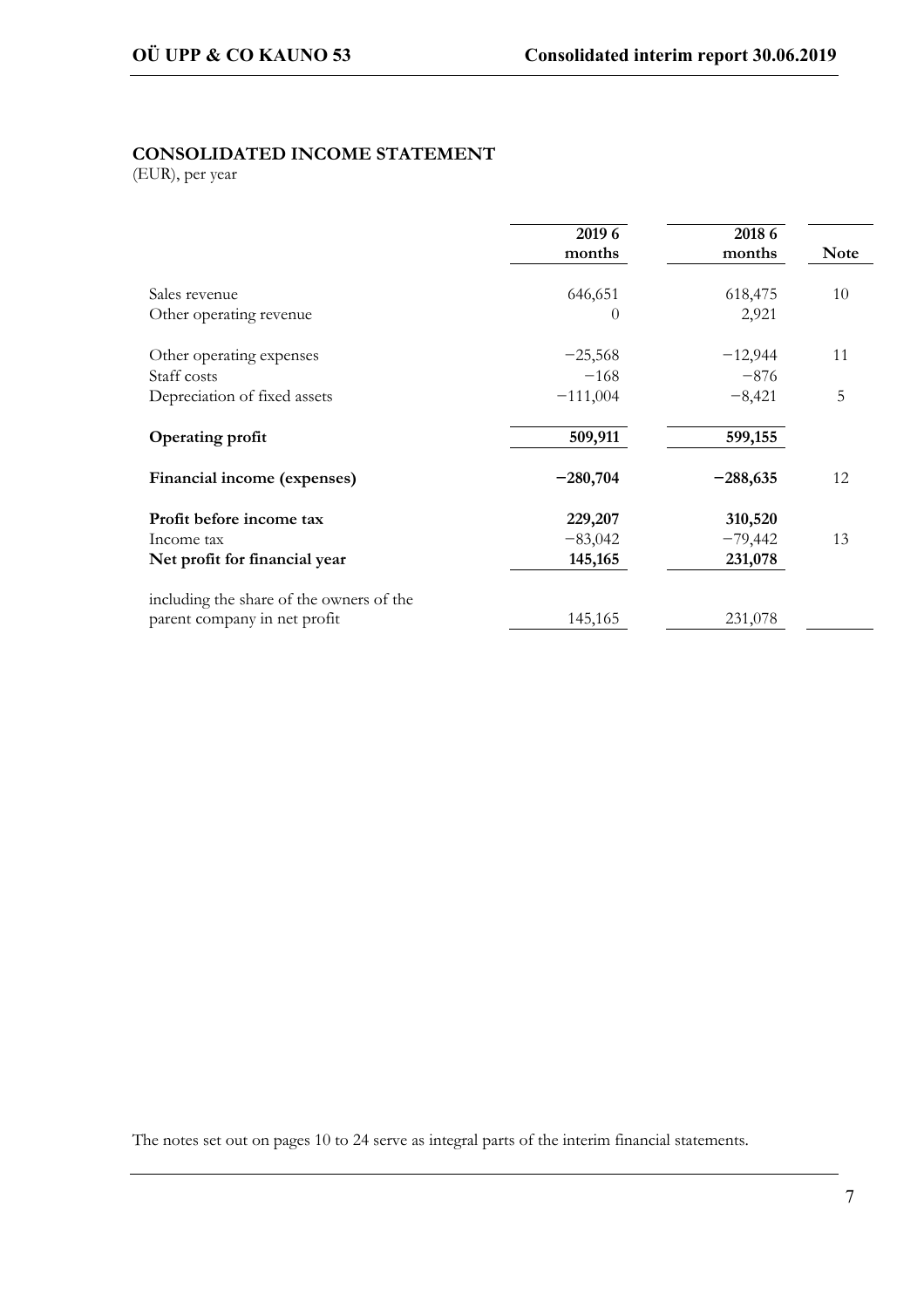## CONSOLIDATED INCOME STATEMENT

(EUR), per year

| | 2019 6 months | 2018 6 months | Note |
|---|---|---|---|
| Sales revenue | 646,651 | 618,475 | 10 |
| Other operating revenue | 0 | 2,921 | |
| Other operating expenses | −25,568 | −12,944 | 11 |
| Staff costs | −168 | −876 | |
| Depreciation of fixed assets | −111,004 | −8,421 | 5 |
| **Operating profit** | **509,911** | **599,155** | |
| **Financial income (expenses)** | **−280,704** | **−288,635** | 12 |
| **Profit before income tax** | **229,207** | **310,520** | |
| Income tax | −83,042 | −79,442 | 13 |
| **Net profit for financial year** | **145,165** | **231,078** | |
| including the share of the owners of the parent company in net profit | 145,165 | 231,078 | |

The notes set out on pages 10 to 24 serve as integral parts of the interim financial statements.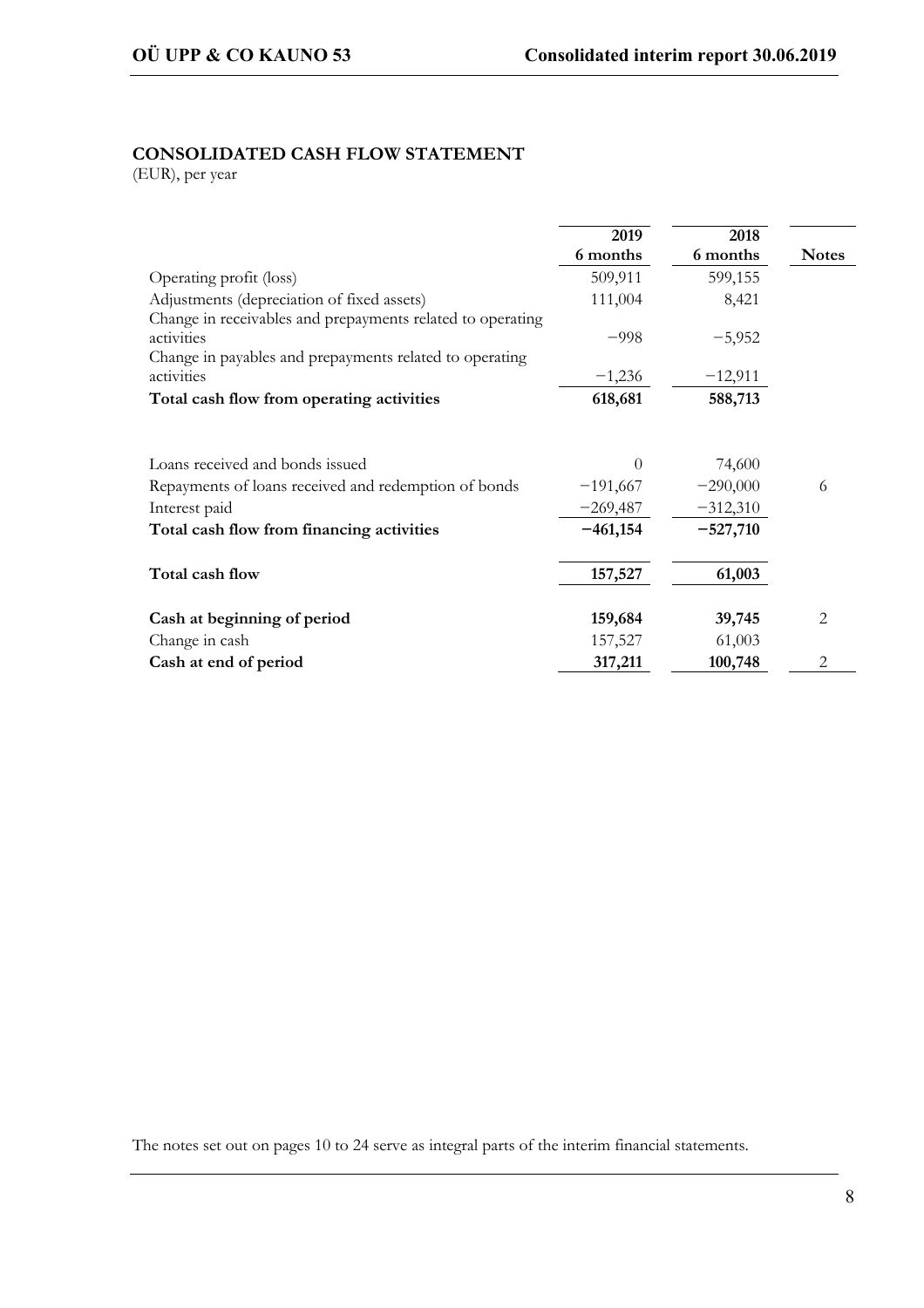## CONSOLIDATED CASH FLOW STATEMENT

(EUR), per year

| | 2019 6 months | 2018 6 months | Notes |
|---|---|---|---|
| Operating profit (loss) | 509,911 | 599,155 | |
| Adjustments (depreciation of fixed assets) | 111,004 | 8,421 | |
| Change in receivables and prepayments related to operating activities | −998 | −5,952 | |
| Change in payables and prepayments related to operating activities | −1,236 | −12,911 | |
| **Total cash flow from operating activities** | **618,681** | **588,713** | |
| | | | |
| Loans received and bonds issued | 0 | 74,600 | |
| Repayments of loans received and redemption of bonds | −191,667 | −290,000 | 6 |
| Interest paid | −269,487 | −312,310 | |
| **Total cash flow from financing activities** | **−461,154** | **−527,710** | |
| | | | |
| **Total cash flow** | **157,527** | **61,003** | |
| | | | |
| **Cash at beginning of period** | **159,684** | **39,745** | 2 |
| Change in cash | 157,527 | 61,003 | |
| **Cash at end of period** | **317,211** | **100,748** | 2 |

The notes set out on pages 10 to 24 serve as integral parts of the interim financial statements.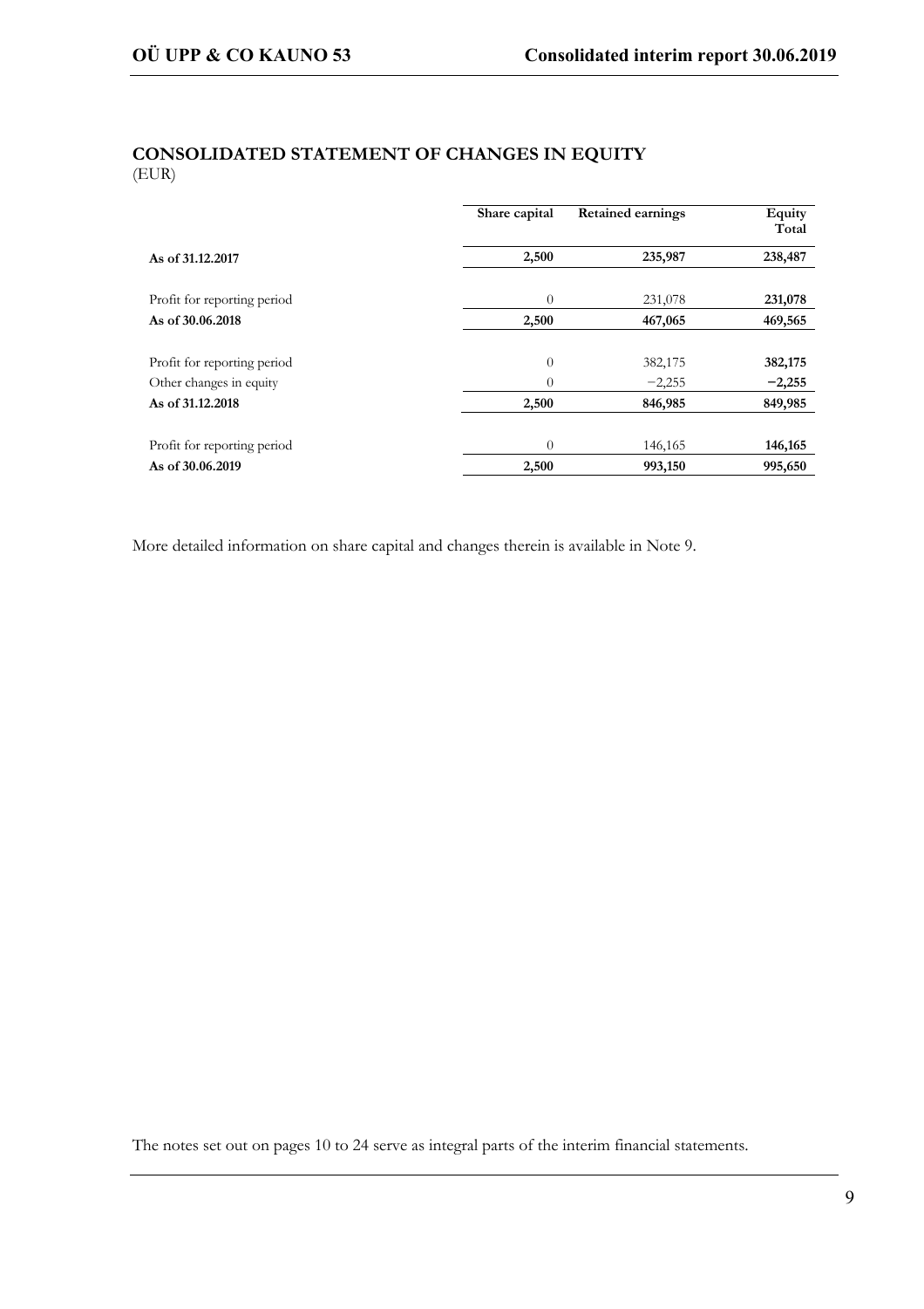## CONSOLIDATED STATEMENT OF CHANGES IN EQUITY

(EUR)

| | Share capital | Retained earnings | Equity Total |
|---|---|---|---|
| **As of 31.12.2017** | **2,500** | **235,987** | **238,487** |
| Profit for reporting period | 0 | 231,078 | **231,078** |
| **As of 30.06.2018** | **2,500** | **467,065** | **469,565** |
| Profit for reporting period | 0 | 382,175 | **382,175** |
| Other changes in equity | 0 | −2,255 | **−2,255** |
| **As of 31.12.2018** | **2,500** | **846,985** | **849,985** |
| Profit for reporting period | 0 | 146,165 | **146,165** |
| **As of 30.06.2019** | **2,500** | **993,150** | **995,650** |

More detailed information on share capital and changes therein is available in Note 9.

The notes set out on pages 10 to 24 serve as integral parts of the interim financial statements.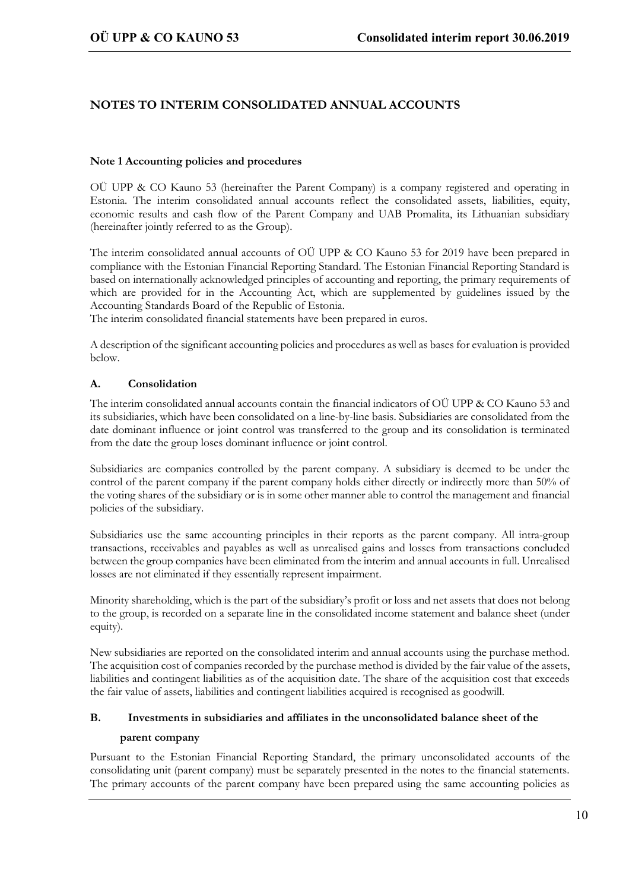# NOTES TO INTERIM CONSOLIDATED ANNUAL ACCOUNTS

## Note 1 Accounting policies and procedures

OÜ UPP & CO Kauno 53 (hereinafter the Parent Company) is a company registered and operating in Estonia. The interim consolidated annual accounts reflect the consolidated assets, liabilities, equity, economic results and cash flow of the Parent Company and UAB Promalita, its Lithuanian subsidiary (hereinafter jointly referred to as the Group).

The interim consolidated annual accounts of OÜ UPP & CO Kauno 53 for 2019 have been prepared in compliance with the Estonian Financial Reporting Standard. The Estonian Financial Reporting Standard is based on internationally acknowledged principles of accounting and reporting, the primary requirements of which are provided for in the Accounting Act, which are supplemented by guidelines issued by the Accounting Standards Board of the Republic of Estonia.
The interim consolidated financial statements have been prepared in euros.

A description of the significant accounting policies and procedures as well as bases for evaluation is provided below.

### A. Consolidation

The interim consolidated annual accounts contain the financial indicators of OÜ UPP & CO Kauno 53 and its subsidiaries, which have been consolidated on a line-by-line basis. Subsidiaries are consolidated from the date dominant influence or joint control was transferred to the group and its consolidation is terminated from the date the group loses dominant influence or joint control.

Subsidiaries are companies controlled by the parent company. A subsidiary is deemed to be under the control of the parent company if the parent company holds either directly or indirectly more than 50% of the voting shares of the subsidiary or is in some other manner able to control the management and financial policies of the subsidiary.

Subsidiaries use the same accounting principles in their reports as the parent company. All intra-group transactions, receivables and payables as well as unrealised gains and losses from transactions concluded between the group companies have been eliminated from the interim and annual accounts in full. Unrealised losses are not eliminated if they essentially represent impairment.

Minority shareholding, which is the part of the subsidiary's profit or loss and net assets that does not belong to the group, is recorded on a separate line in the consolidated income statement and balance sheet (under equity).

New subsidiaries are reported on the consolidated interim and annual accounts using the purchase method. The acquisition cost of companies recorded by the purchase method is divided by the fair value of the assets, liabilities and contingent liabilities as of the acquisition date. The share of the acquisition cost that exceeds the fair value of assets, liabilities and contingent liabilities acquired is recognised as goodwill.

### B. Investments in subsidiaries and affiliates in the unconsolidated balance sheet of the parent company

Pursuant to the Estonian Financial Reporting Standard, the primary unconsolidated accounts of the consolidating unit (parent company) must be separately presented in the notes to the financial statements. The primary accounts of the parent company have been prepared using the same accounting policies as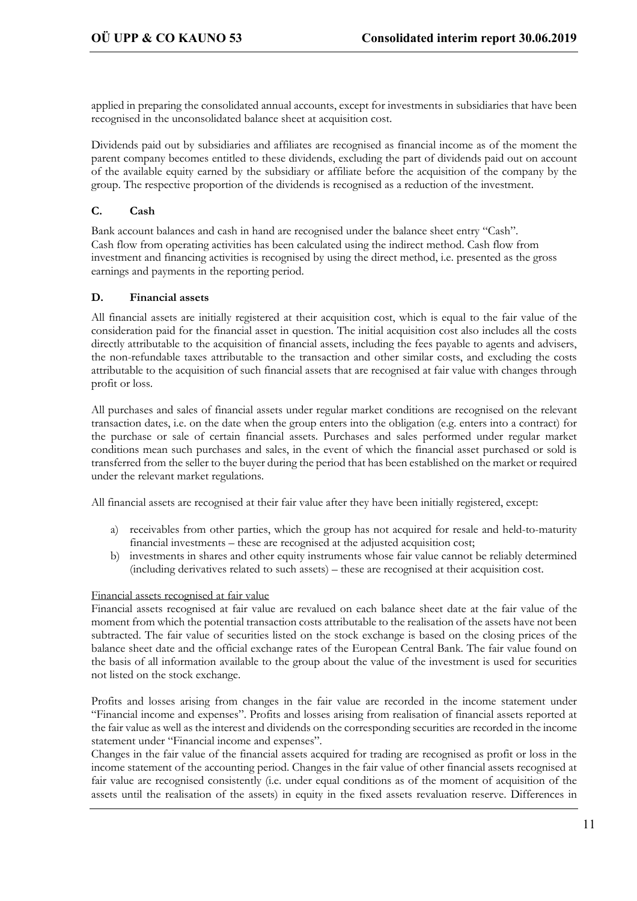applied in preparing the consolidated annual accounts, except for investments in subsidiaries that have been recognised in the unconsolidated balance sheet at acquisition cost.

Dividends paid out by subsidiaries and affiliates are recognised as financial income as of the moment the parent company becomes entitled to these dividends, excluding the part of dividends paid out on account of the available equity earned by the subsidiary or affiliate before the acquisition of the company by the group. The respective proportion of the dividends is recognised as a reduction of the investment.

### C. Cash

Bank account balances and cash in hand are recognised under the balance sheet entry "Cash".
Cash flow from operating activities has been calculated using the indirect method. Cash flow from investment and financing activities is recognised by using the direct method, i.e. presented as the gross earnings and payments in the reporting period.

### D. Financial assets

All financial assets are initially registered at their acquisition cost, which is equal to the fair value of the consideration paid for the financial asset in question. The initial acquisition cost also includes all the costs directly attributable to the acquisition of financial assets, including the fees payable to agents and advisers, the non-refundable taxes attributable to the transaction and other similar costs, and excluding the costs attributable to the acquisition of such financial assets that are recognised at fair value with changes through profit or loss.

All purchases and sales of financial assets under regular market conditions are recognised on the relevant transaction dates, i.e. on the date when the group enters into the obligation (e.g. enters into a contract) for the purchase or sale of certain financial assets. Purchases and sales performed under regular market conditions mean such purchases and sales, in the event of which the financial asset purchased or sold is transferred from the seller to the buyer during the period that has been established on the market or required under the relevant market regulations.

All financial assets are recognised at their fair value after they have been initially registered, except:

a) receivables from other parties, which the group has not acquired for resale and held-to-maturity financial investments – these are recognised at the adjusted acquisition cost;
b) investments in shares and other equity instruments whose fair value cannot be reliably determined (including derivatives related to such assets) – these are recognised at their acquisition cost.

Financial assets recognised at fair value

Financial assets recognised at fair value are revalued on each balance sheet date at the fair value of the moment from which the potential transaction costs attributable to the realisation of the assets have not been subtracted. The fair value of securities listed on the stock exchange is based on the closing prices of the balance sheet date and the official exchange rates of the European Central Bank. The fair value found on the basis of all information available to the group about the value of the investment is used for securities not listed on the stock exchange.

Profits and losses arising from changes in the fair value are recorded in the income statement under "Financial income and expenses". Profits and losses arising from realisation of financial assets reported at the fair value as well as the interest and dividends on the corresponding securities are recorded in the income statement under "Financial income and expenses".
Changes in the fair value of the financial assets acquired for trading are recognised as profit or loss in the income statement of the accounting period. Changes in the fair value of other financial assets recognised at fair value are recognised consistently (i.e. under equal conditions as of the moment of acquisition of the assets until the realisation of the assets) in equity in the fixed assets revaluation reserve. Differences in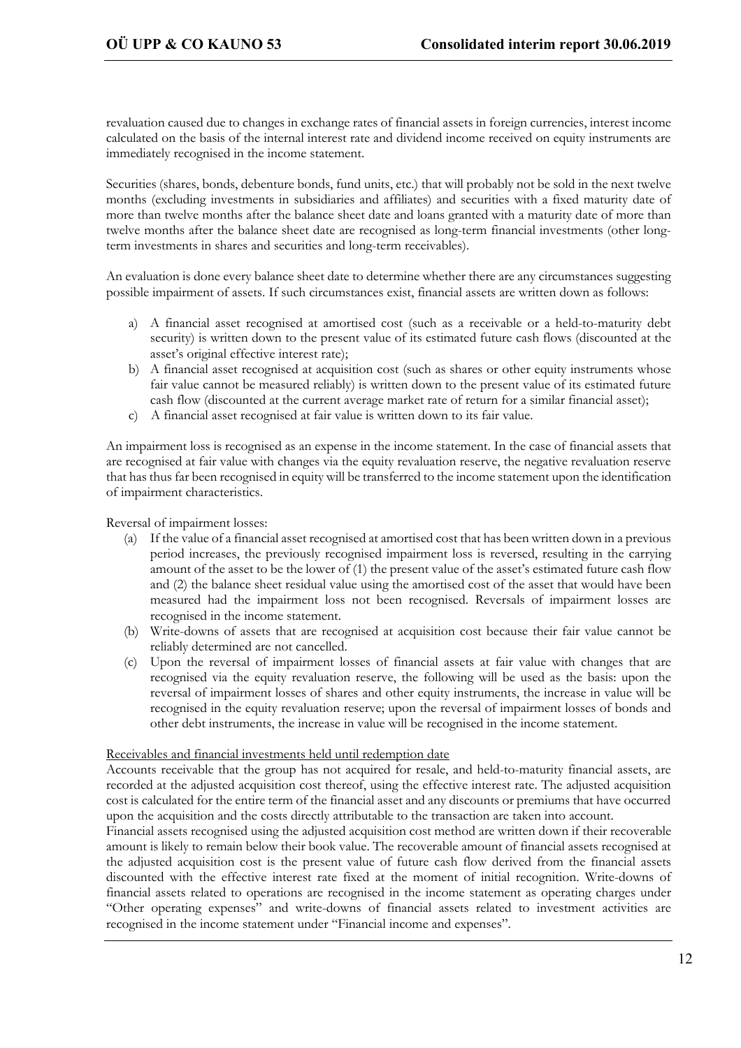revaluation caused due to changes in exchange rates of financial assets in foreign currencies, interest income calculated on the basis of the internal interest rate and dividend income received on equity instruments are immediately recognised in the income statement.

Securities (shares, bonds, debenture bonds, fund units, etc.) that will probably not be sold in the next twelve months (excluding investments in subsidiaries and affiliates) and securities with a fixed maturity date of more than twelve months after the balance sheet date and loans granted with a maturity date of more than twelve months after the balance sheet date are recognised as long-term financial investments (other long-term investments in shares and securities and long-term receivables).

An evaluation is done every balance sheet date to determine whether there are any circumstances suggesting possible impairment of assets. If such circumstances exist, financial assets are written down as follows:

a) A financial asset recognised at amortised cost (such as a receivable or a held-to-maturity debt security) is written down to the present value of its estimated future cash flows (discounted at the asset's original effective interest rate);
b) A financial asset recognised at acquisition cost (such as shares or other equity instruments whose fair value cannot be measured reliably) is written down to the present value of its estimated future cash flow (discounted at the current average market rate of return for a similar financial asset);
c) A financial asset recognised at fair value is written down to its fair value.

An impairment loss is recognised as an expense in the income statement. In the case of financial assets that are recognised at fair value with changes via the equity revaluation reserve, the negative revaluation reserve that has thus far been recognised in equity will be transferred to the income statement upon the identification of impairment characteristics.

Reversal of impairment losses:

(a) If the value of a financial asset recognised at amortised cost that has been written down in a previous period increases, the previously recognised impairment loss is reversed, resulting in the carrying amount of the asset to be the lower of (1) the present value of the asset's estimated future cash flow and (2) the balance sheet residual value using the amortised cost of the asset that would have been measured had the impairment loss not been recognised. Reversals of impairment losses are recognised in the income statement.
(b) Write-downs of assets that are recognised at acquisition cost because their fair value cannot be reliably determined are not cancelled.
(c) Upon the reversal of impairment losses of financial assets at fair value with changes that are recognised via the equity revaluation reserve, the following will be used as the basis: upon the reversal of impairment losses of shares and other equity instruments, the increase in value will be recognised in the equity revaluation reserve; upon the reversal of impairment losses of bonds and other debt instruments, the increase in value will be recognised in the income statement.

Receivables and financial investments held until redemption date

Accounts receivable that the group has not acquired for resale, and held-to-maturity financial assets, are recorded at the adjusted acquisition cost thereof, using the effective interest rate. The adjusted acquisition cost is calculated for the entire term of the financial asset and any discounts or premiums that have occurred upon the acquisition and the costs directly attributable to the transaction are taken into account.

Financial assets recognised using the adjusted acquisition cost method are written down if their recoverable amount is likely to remain below their book value. The recoverable amount of financial assets recognised at the adjusted acquisition cost is the present value of future cash flow derived from the financial assets discounted with the effective interest rate fixed at the moment of initial recognition. Write-downs of financial assets related to operations are recognised in the income statement as operating charges under "Other operating expenses" and write-downs of financial assets related to investment activities are recognised in the income statement under "Financial income and expenses".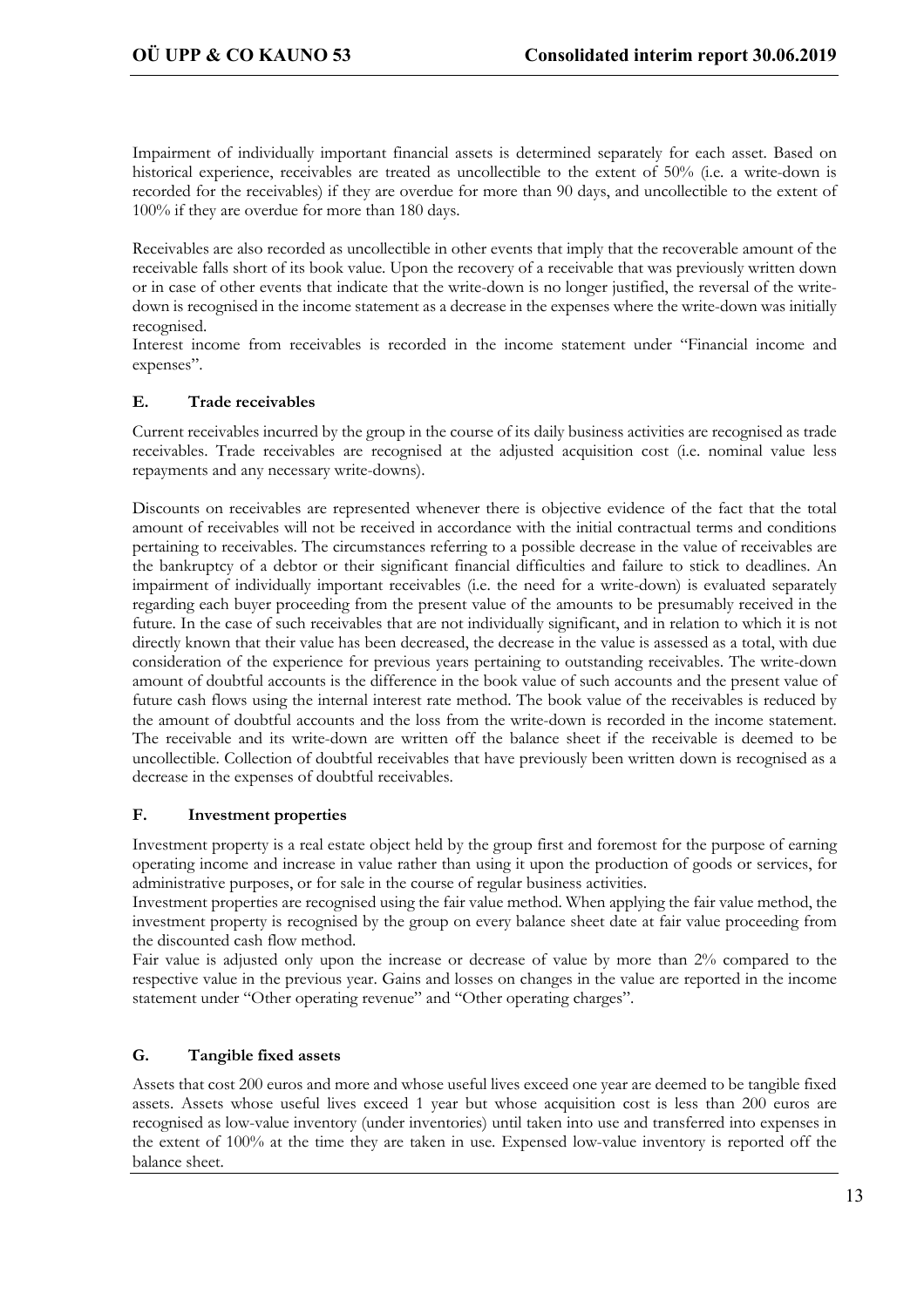Impairment of individually important financial assets is determined separately for each asset. Based on historical experience, receivables are treated as uncollectible to the extent of 50% (i.e. a write-down is recorded for the receivables) if they are overdue for more than 90 days, and uncollectible to the extent of 100% if they are overdue for more than 180 days.

Receivables are also recorded as uncollectible in other events that imply that the recoverable amount of the receivable falls short of its book value. Upon the recovery of a receivable that was previously written down or in case of other events that indicate that the write-down is no longer justified, the reversal of the write-down is recognised in the income statement as a decrease in the expenses where the write-down was initially recognised.
Interest income from receivables is recorded in the income statement under "Financial income and expenses".

### E. Trade receivables

Current receivables incurred by the group in the course of its daily business activities are recognised as trade receivables. Trade receivables are recognised at the adjusted acquisition cost (i.e. nominal value less repayments and any necessary write-downs).

Discounts on receivables are represented whenever there is objective evidence of the fact that the total amount of receivables will not be received in accordance with the initial contractual terms and conditions pertaining to receivables. The circumstances referring to a possible decrease in the value of receivables are the bankruptcy of a debtor or their significant financial difficulties and failure to stick to deadlines. An impairment of individually important receivables (i.e. the need for a write-down) is evaluated separately regarding each buyer proceeding from the present value of the amounts to be presumably received in the future. In the case of such receivables that are not individually significant, and in relation to which it is not directly known that their value has been decreased, the decrease in the value is assessed as a total, with due consideration of the experience for previous years pertaining to outstanding receivables. The write-down amount of doubtful accounts is the difference in the book value of such accounts and the present value of future cash flows using the internal interest rate method. The book value of the receivables is reduced by the amount of doubtful accounts and the loss from the write-down is recorded in the income statement. The receivable and its write-down are written off the balance sheet if the receivable is deemed to be uncollectible. Collection of doubtful receivables that have previously been written down is recognised as a decrease in the expenses of doubtful receivables.

### F. Investment properties

Investment property is a real estate object held by the group first and foremost for the purpose of earning operating income and increase in value rather than using it upon the production of goods or services, for administrative purposes, or for sale in the course of regular business activities.
Investment properties are recognised using the fair value method. When applying the fair value method, the investment property is recognised by the group on every balance sheet date at fair value proceeding from the discounted cash flow method.
Fair value is adjusted only upon the increase or decrease of value by more than 2% compared to the respective value in the previous year. Gains and losses on changes in the value are reported in the income statement under "Other operating revenue" and "Other operating charges".

### G. Tangible fixed assets

Assets that cost 200 euros and more and whose useful lives exceed one year are deemed to be tangible fixed assets. Assets whose useful lives exceed 1 year but whose acquisition cost is less than 200 euros are recognised as low-value inventory (under inventories) until taken into use and transferred into expenses in the extent of 100% at the time they are taken in use. Expensed low-value inventory is reported off the balance sheet.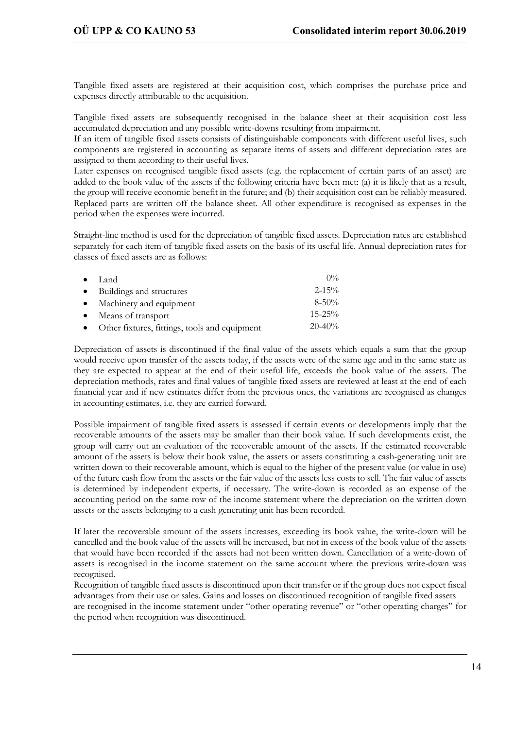Tangible fixed assets are registered at their acquisition cost, which comprises the purchase price and expenses directly attributable to the acquisition.

Tangible fixed assets are subsequently recognised in the balance sheet at their acquisition cost less accumulated depreciation and any possible write-downs resulting from impairment.
If an item of tangible fixed assets consists of distinguishable components with different useful lives, such components are registered in accounting as separate items of assets and different depreciation rates are assigned to them according to their useful lives.
Later expenses on recognised tangible fixed assets (e.g. the replacement of certain parts of an asset) are added to the book value of the assets if the following criteria have been met: (a) it is likely that as a result, the group will receive economic benefit in the future; and (b) their acquisition cost can be reliably measured. Replaced parts are written off the balance sheet. All other expenditure is recognised as expenses in the period when the expenses were incurred.

Straight-line method is used for the depreciation of tangible fixed assets. Depreciation rates are established separately for each item of tangible fixed assets on the basis of its useful life. Annual depreciation rates for classes of fixed assets are as follows:

| | |
|---|---|
| • Land | 0% |
| • Buildings and structures | 2-15% |
| • Machinery and equipment | 8-50% |
| • Means of transport | 15-25% |
| • Other fixtures, fittings, tools and equipment | 20-40% |

Depreciation of assets is discontinued if the final value of the assets which equals a sum that the group would receive upon transfer of the assets today, if the assets were of the same age and in the same state as they are expected to appear at the end of their useful life, exceeds the book value of the assets. The depreciation methods, rates and final values of tangible fixed assets are reviewed at least at the end of each financial year and if new estimates differ from the previous ones, the variations are recognised as changes in accounting estimates, i.e. they are carried forward.

Possible impairment of tangible fixed assets is assessed if certain events or developments imply that the recoverable amounts of the assets may be smaller than their book value. If such developments exist, the group will carry out an evaluation of the recoverable amount of the assets. If the estimated recoverable amount of the assets is below their book value, the assets or assets constituting a cash-generating unit are written down to their recoverable amount, which is equal to the higher of the present value (or value in use) of the future cash flow from the assets or the fair value of the assets less costs to sell. The fair value of assets is determined by independent experts, if necessary. The write-down is recorded as an expense of the accounting period on the same row of the income statement where the depreciation on the written down assets or the assets belonging to a cash generating unit has been recorded.

If later the recoverable amount of the assets increases, exceeding its book value, the write-down will be cancelled and the book value of the assets will be increased, but not in excess of the book value of the assets that would have been recorded if the assets had not been written down. Cancellation of a write-down of assets is recognised in the income statement on the same account where the previous write-down was recognised.
Recognition of tangible fixed assets is discontinued upon their transfer or if the group does not expect fiscal advantages from their use or sales. Gains and losses on discontinued recognition of tangible fixed assets are recognised in the income statement under "other operating revenue" or "other operating charges" for the period when recognition was discontinued.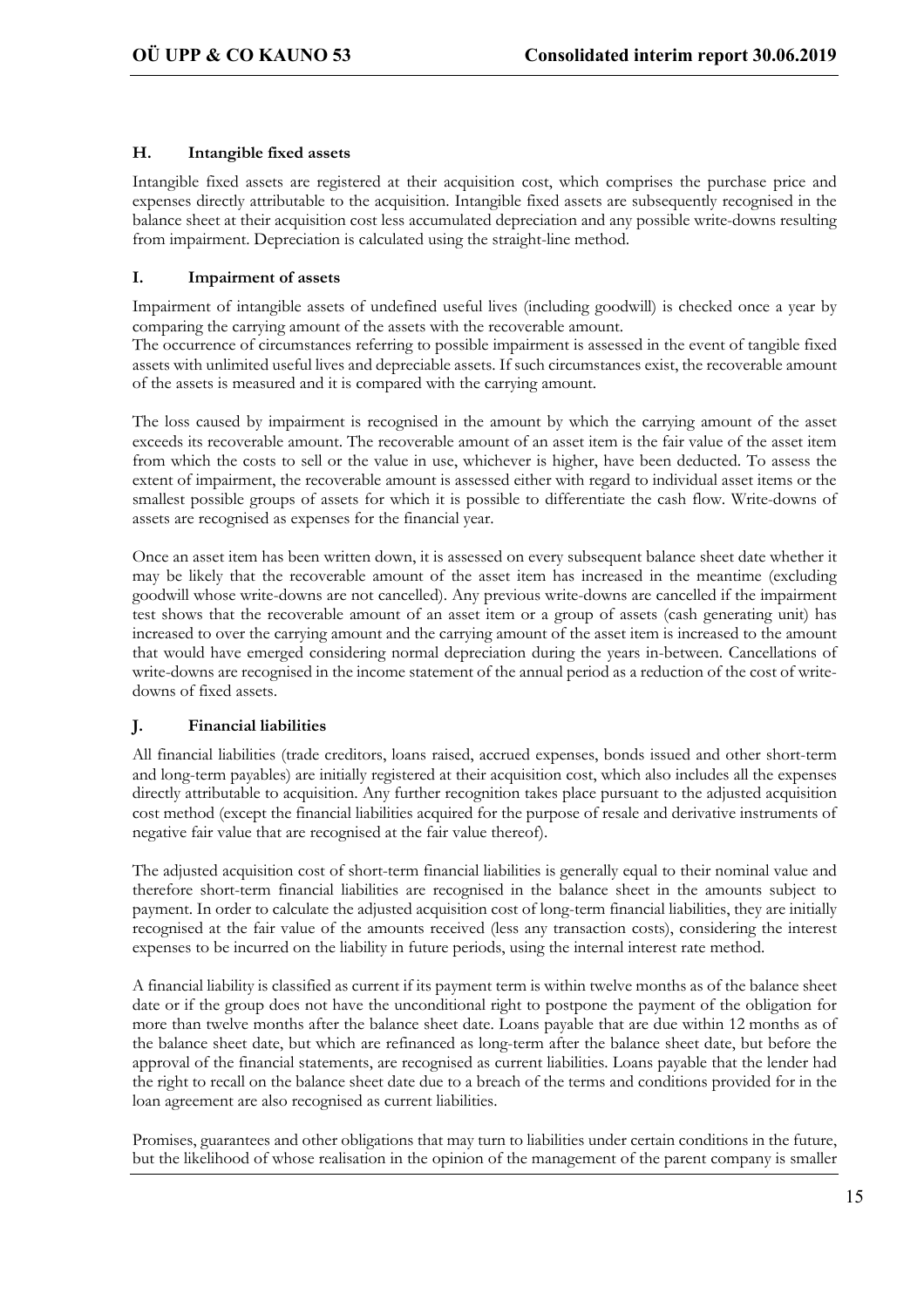### H. Intangible fixed assets

Intangible fixed assets are registered at their acquisition cost, which comprises the purchase price and expenses directly attributable to the acquisition. Intangible fixed assets are subsequently recognised in the balance sheet at their acquisition cost less accumulated depreciation and any possible write-downs resulting from impairment. Depreciation is calculated using the straight-line method.

### I. Impairment of assets

Impairment of intangible assets of undefined useful lives (including goodwill) is checked once a year by comparing the carrying amount of the assets with the recoverable amount.
The occurrence of circumstances referring to possible impairment is assessed in the event of tangible fixed assets with unlimited useful lives and depreciable assets. If such circumstances exist, the recoverable amount of the assets is measured and it is compared with the carrying amount.

The loss caused by impairment is recognised in the amount by which the carrying amount of the asset exceeds its recoverable amount. The recoverable amount of an asset item is the fair value of the asset item from which the costs to sell or the value in use, whichever is higher, have been deducted. To assess the extent of impairment, the recoverable amount is assessed either with regard to individual asset items or the smallest possible groups of assets for which it is possible to differentiate the cash flow. Write-downs of assets are recognised as expenses for the financial year.

Once an asset item has been written down, it is assessed on every subsequent balance sheet date whether it may be likely that the recoverable amount of the asset item has increased in the meantime (excluding goodwill whose write-downs are not cancelled). Any previous write-downs are cancelled if the impairment test shows that the recoverable amount of an asset item or a group of assets (cash generating unit) has increased to over the carrying amount and the carrying amount of the asset item is increased to the amount that would have emerged considering normal depreciation during the years in-between. Cancellations of write-downs are recognised in the income statement of the annual period as a reduction of the cost of write-downs of fixed assets.

### J. Financial liabilities

All financial liabilities (trade creditors, loans raised, accrued expenses, bonds issued and other short-term and long-term payables) are initially registered at their acquisition cost, which also includes all the expenses directly attributable to acquisition. Any further recognition takes place pursuant to the adjusted acquisition cost method (except the financial liabilities acquired for the purpose of resale and derivative instruments of negative fair value that are recognised at the fair value thereof).

The adjusted acquisition cost of short-term financial liabilities is generally equal to their nominal value and therefore short-term financial liabilities are recognised in the balance sheet in the amounts subject to payment. In order to calculate the adjusted acquisition cost of long-term financial liabilities, they are initially recognised at the fair value of the amounts received (less any transaction costs), considering the interest expenses to be incurred on the liability in future periods, using the internal interest rate method.

A financial liability is classified as current if its payment term is within twelve months as of the balance sheet date or if the group does not have the unconditional right to postpone the payment of the obligation for more than twelve months after the balance sheet date. Loans payable that are due within 12 months as of the balance sheet date, but which are refinanced as long-term after the balance sheet date, but before the approval of the financial statements, are recognised as current liabilities. Loans payable that the lender had the right to recall on the balance sheet date due to a breach of the terms and conditions provided for in the loan agreement are also recognised as current liabilities.

Promises, guarantees and other obligations that may turn to liabilities under certain conditions in the future, but the likelihood of whose realisation in the opinion of the management of the parent company is smaller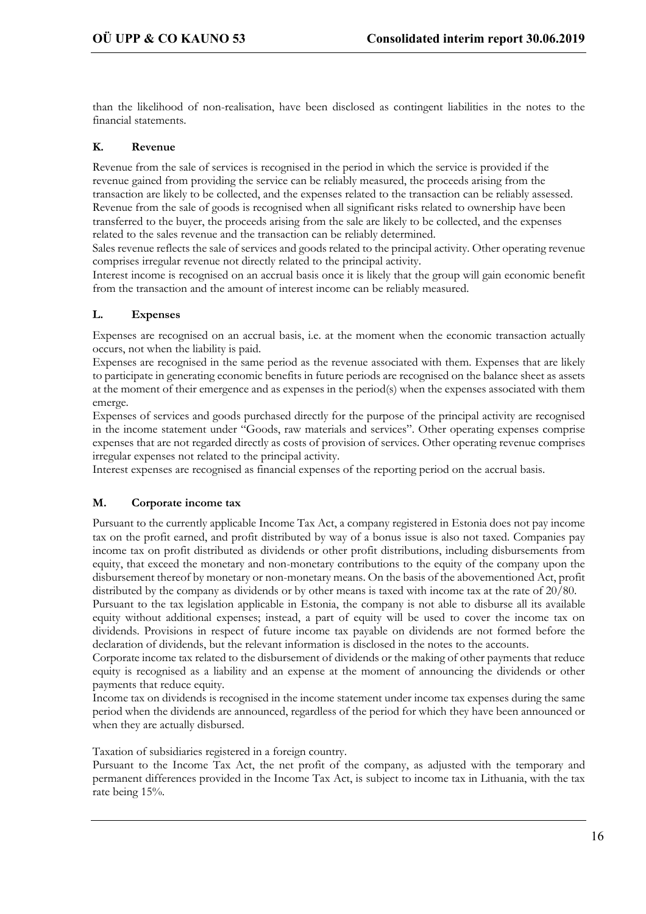than the likelihood of non-realisation, have been disclosed as contingent liabilities in the notes to the financial statements.

### K. Revenue

Revenue from the sale of services is recognised in the period in which the service is provided if the revenue gained from providing the service can be reliably measured, the proceeds arising from the transaction are likely to be collected, and the expenses related to the transaction can be reliably assessed. Revenue from the sale of goods is recognised when all significant risks related to ownership have been transferred to the buyer, the proceeds arising from the sale are likely to be collected, and the expenses related to the sales revenue and the transaction can be reliably determined.

Sales revenue reflects the sale of services and goods related to the principal activity. Other operating revenue comprises irregular revenue not directly related to the principal activity.

Interest income is recognised on an accrual basis once it is likely that the group will gain economic benefit from the transaction and the amount of interest income can be reliably measured.

### L. Expenses

Expenses are recognised on an accrual basis, i.e. at the moment when the economic transaction actually occurs, not when the liability is paid.

Expenses are recognised in the same period as the revenue associated with them. Expenses that are likely to participate in generating economic benefits in future periods are recognised on the balance sheet as assets at the moment of their emergence and as expenses in the period(s) when the expenses associated with them emerge.

Expenses of services and goods purchased directly for the purpose of the principal activity are recognised in the income statement under "Goods, raw materials and services". Other operating expenses comprise expenses that are not regarded directly as costs of provision of services. Other operating revenue comprises irregular expenses not related to the principal activity.

Interest expenses are recognised as financial expenses of the reporting period on the accrual basis.

### M. Corporate income tax

Pursuant to the currently applicable Income Tax Act, a company registered in Estonia does not pay income tax on the profit earned, and profit distributed by way of a bonus issue is also not taxed. Companies pay income tax on profit distributed as dividends or other profit distributions, including disbursements from equity, that exceed the monetary and non-monetary contributions to the equity of the company upon the disbursement thereof by monetary or non-monetary means. On the basis of the abovementioned Act, profit distributed by the company as dividends or by other means is taxed with income tax at the rate of 20/80.

Pursuant to the tax legislation applicable in Estonia, the company is not able to disburse all its available equity without additional expenses; instead, a part of equity will be used to cover the income tax on dividends. Provisions in respect of future income tax payable on dividends are not formed before the declaration of dividends, but the relevant information is disclosed in the notes to the accounts.

Corporate income tax related to the disbursement of dividends or the making of other payments that reduce equity is recognised as a liability and an expense at the moment of announcing the dividends or other payments that reduce equity.

Income tax on dividends is recognised in the income statement under income tax expenses during the same period when the dividends are announced, regardless of the period for which they have been announced or when they are actually disbursed.

Taxation of subsidiaries registered in a foreign country.

Pursuant to the Income Tax Act, the net profit of the company, as adjusted with the temporary and permanent differences provided in the Income Tax Act, is subject to income tax in Lithuania, with the tax rate being 15%.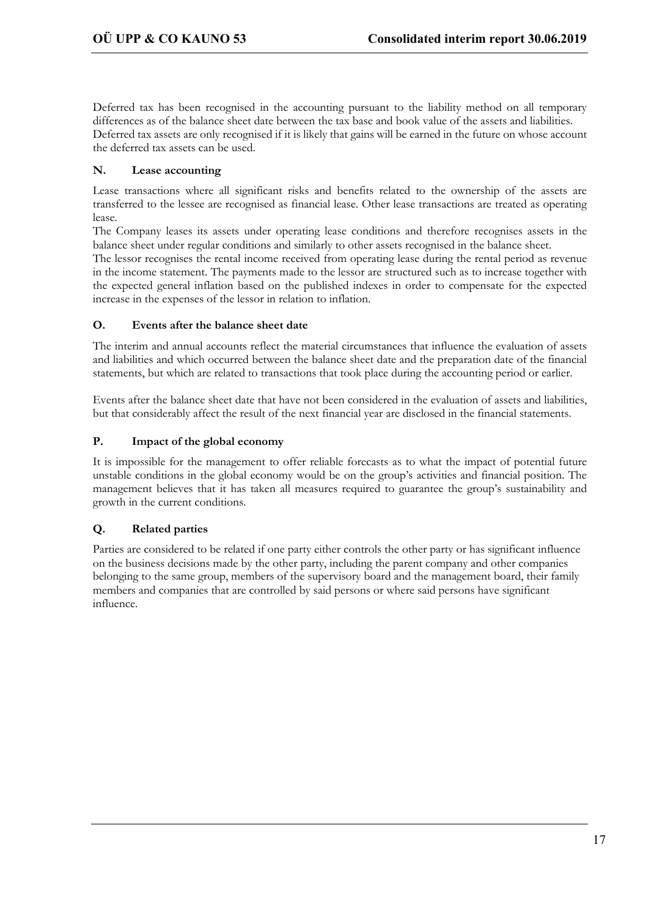Deferred tax has been recognised in the accounting pursuant to the liability method on all temporary differences as of the balance sheet date between the tax base and book value of the assets and liabilities. Deferred tax assets are only recognised if it is likely that gains will be earned in the future on whose account the deferred tax assets can be used.

### N. Lease accounting

Lease transactions where all significant risks and benefits related to the ownership of the assets are transferred to the lessee are recognised as financial lease. Other lease transactions are treated as operating lease.

The Company leases its assets under operating lease conditions and therefore recognises assets in the balance sheet under regular conditions and similarly to other assets recognised in the balance sheet.

The lessor recognises the rental income received from operating lease during the rental period as revenue in the income statement. The payments made to the lessor are structured such as to increase together with the expected general inflation based on the published indexes in order to compensate for the expected increase in the expenses of the lessor in relation to inflation.

### O. Events after the balance sheet date

The interim and annual accounts reflect the material circumstances that influence the evaluation of assets and liabilities and which occurred between the balance sheet date and the preparation date of the financial statements, but which are related to transactions that took place during the accounting period or earlier.

Events after the balance sheet date that have not been considered in the evaluation of assets and liabilities, but that considerably affect the result of the next financial year are disclosed in the financial statements.

### P. Impact of the global economy

It is impossible for the management to offer reliable forecasts as to what the impact of potential future unstable conditions in the global economy would be on the group's activities and financial position. The management believes that it has taken all measures required to guarantee the group's sustainability and growth in the current conditions.

### Q. Related parties

Parties are considered to be related if one party either controls the other party or has significant influence on the business decisions made by the other party, including the parent company and other companies belonging to the same group, members of the supervisory board and the management board, their family members and companies that are controlled by said persons or where said persons have significant influence.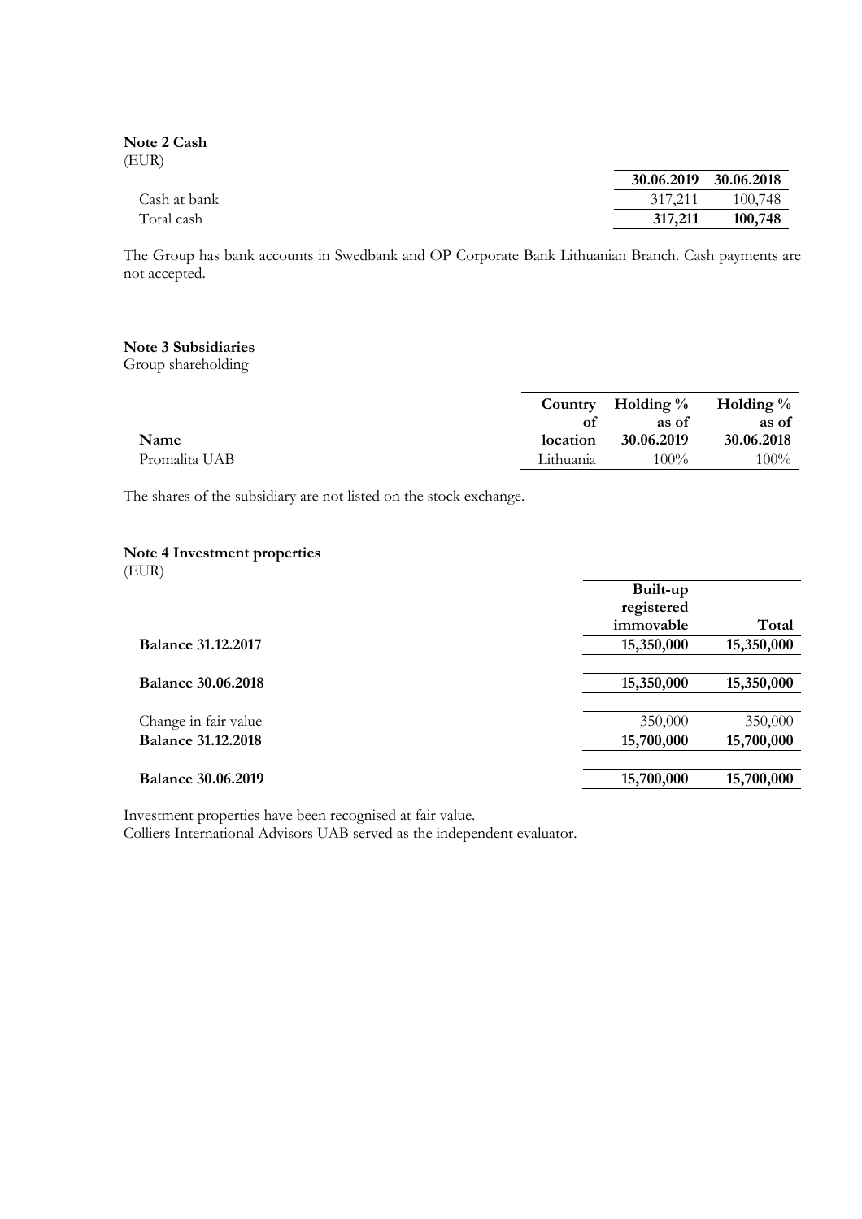**Note 2 Cash**
(EUR)

| | 30.06.2019 | 30.06.2018 |
|---|---|---|
| Cash at bank | 317,211 | 100,748 |
| Total cash | **317,211** | **100,748** |

The Group has bank accounts in Swedbank and OP Corporate Bank Lithuanian Branch. Cash payments are not accepted.

**Note 3 Subsidiaries**
Group shareholding

| Name | Country of location | Holding % as of 30.06.2019 | Holding % as of 30.06.2018 |
|---|---|---|---|
| Promalita UAB | Lithuania | 100% | 100% |

The shares of the subsidiary are not listed on the stock exchange.

**Note 4 Investment properties**
(EUR)

| | Built-up registered immovable | Total |
|---|---|---|
| **Balance 31.12.2017** | **15,350,000** | **15,350,000** |
| **Balance 30.06.2018** | **15,350,000** | **15,350,000** |
| Change in fair value | 350,000 | 350,000 |
| **Balance 31.12.2018** | **15,700,000** | **15,700,000** |
| **Balance 30.06.2019** | **15,700,000** | **15,700,000** |

Investment properties have been recognised at fair value.
Colliers International Advisors UAB served as the independent evaluator.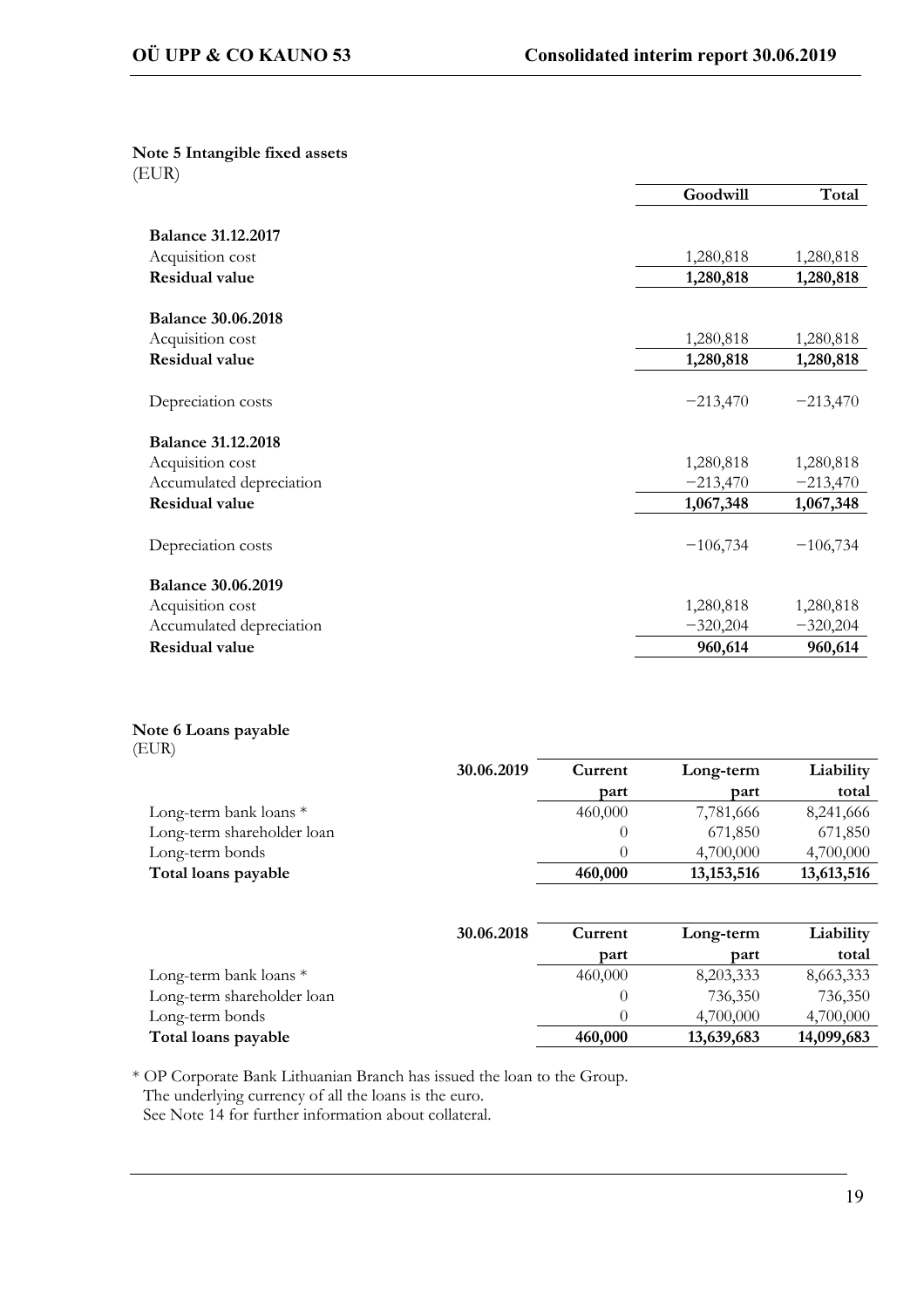### Note 5 Intangible fixed assets

(EUR)

| | Goodwill | Total |
|---|---|---|
| **Balance 31.12.2017** | | |
| Acquisition cost | 1,280,818 | 1,280,818 |
| **Residual value** | **1,280,818** | **1,280,818** |
| | | |
| **Balance 30.06.2018** | | |
| Acquisition cost | 1,280,818 | 1,280,818 |
| **Residual value** | **1,280,818** | **1,280,818** |
| | | |
| Depreciation costs | −213,470 | −213,470 |
| | | |
| **Balance 31.12.2018** | | |
| Acquisition cost | 1,280,818 | 1,280,818 |
| Accumulated depreciation | −213,470 | −213,470 |
| **Residual value** | **1,067,348** | **1,067,348** |
| | | |
| Depreciation costs | −106,734 | −106,734 |
| | | |
| **Balance 30.06.2019** | | |
| Acquisition cost | 1,280,818 | 1,280,818 |
| Accumulated depreciation | −320,204 | −320,204 |
| **Residual value** | **960,614** | **960,614** |

### Note 6 Loans payable

(EUR)

| 30.06.2019 | Current part | Long-term part | Liability total |
|---|---|---|---|
| Long-term bank loans * | 460,000 | 7,781,666 | 8,241,666 |
| Long-term shareholder loan | 0 | 671,850 | 671,850 |
| Long-term bonds | 0 | 4,700,000 | 4,700,000 |
| **Total loans payable** | **460,000** | **13,153,516** | **13,613,516** |

| 30.06.2018 | Current part | Long-term part | Liability total |
|---|---|---|---|
| Long-term bank loans * | 460,000 | 8,203,333 | 8,663,333 |
| Long-term shareholder loan | 0 | 736,350 | 736,350 |
| Long-term bonds | 0 | 4,700,000 | 4,700,000 |
| **Total loans payable** | **460,000** | **13,639,683** | **14,099,683** |

* OP Corporate Bank Lithuanian Branch has issued the loan to the Group.
The underlying currency of all the loans is the euro.
See Note 14 for further information about collateral.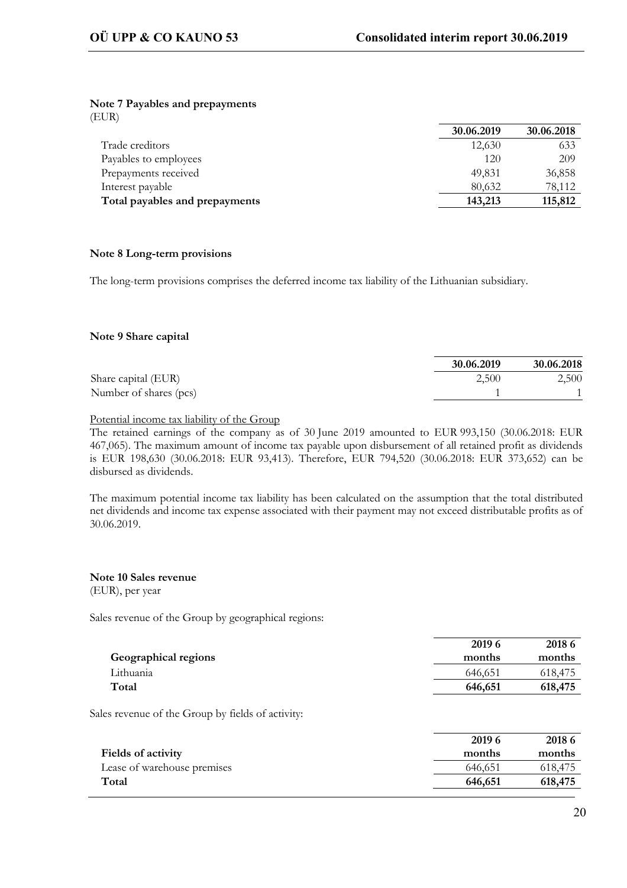### Note 7 Payables and prepayments

(EUR)

| | 30.06.2019 | 30.06.2018 |
|---|---|---|
| Trade creditors | 12,630 | 633 |
| Payables to employees | 120 | 209 |
| Prepayments received | 49,831 | 36,858 |
| Interest payable | 80,632 | 78,112 |
| **Total payables and prepayments** | **143,213** | **115,812** |

### Note 8 Long-term provisions

The long-term provisions comprises the deferred income tax liability of the Lithuanian subsidiary.

### Note 9 Share capital

| | 30.06.2019 | 30.06.2018 |
|---|---|---|
| Share capital (EUR) | 2,500 | 2,500 |
| Number of shares (pcs) | 1 | 1 |

Potential income tax liability of the Group

The retained earnings of the company as of 30 June 2019 amounted to EUR 993,150 (30.06.2018: EUR 467,065). The maximum amount of income tax payable upon disbursement of all retained profit as dividends is EUR 198,630 (30.06.2018: EUR 93,413). Therefore, EUR 794,520 (30.06.2018: EUR 373,652) can be disbursed as dividends.

The maximum potential income tax liability has been calculated on the assumption that the total distributed net dividends and income tax expense associated with their payment may not exceed distributable profits as of 30.06.2019.

### Note 10 Sales revenue

(EUR), per year

Sales revenue of the Group by geographical regions:

| Geographical regions | 2019 6 months | 2018 6 months |
|---|---|---|
| Lithuania | 646,651 | 618,475 |
| **Total** | **646,651** | **618,475** |

Sales revenue of the Group by fields of activity:

| Fields of activity | 2019 6 months | 2018 6 months |
|---|---|---|
| Lease of warehouse premises | 646,651 | 618,475 |
| **Total** | **646,651** | **618,475** |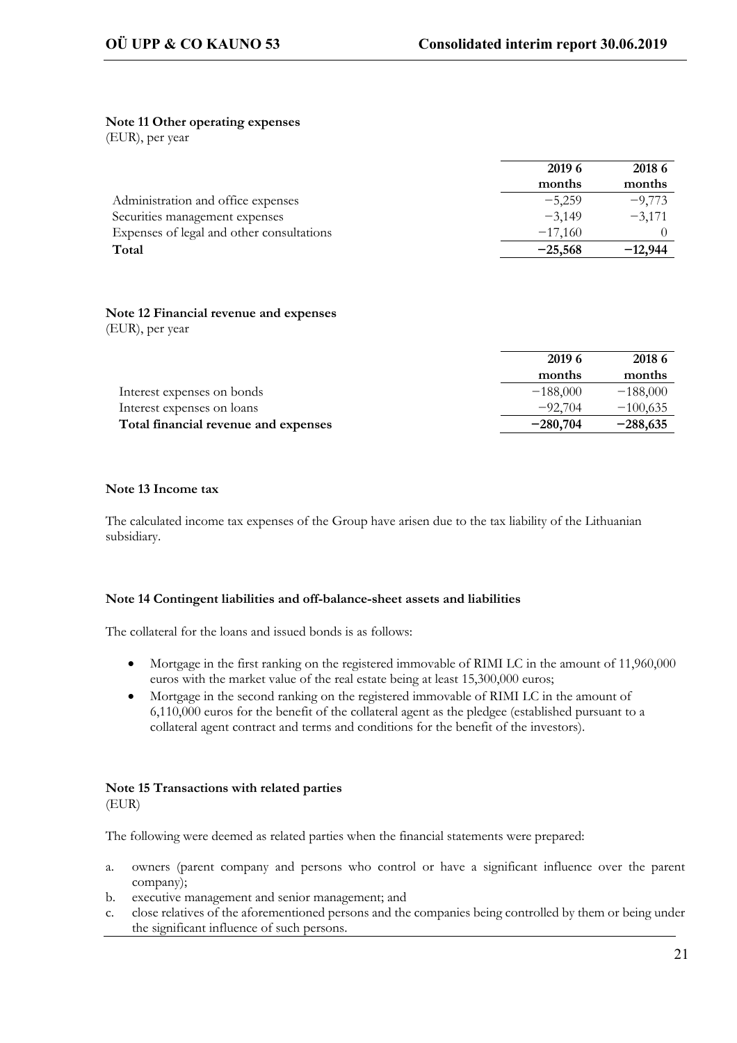**Note 11 Other operating expenses**

(EUR), per year

| | 2019 6 months | 2018 6 months |
|---|---|---|
| Administration and office expenses | −5,259 | −9,773 |
| Securities management expenses | −3,149 | −3,171 |
| Expenses of legal and other consultations | −17,160 | 0 |
| **Total** | **−25,568** | **−12,944** |

**Note 12 Financial revenue and expenses**

(EUR), per year

| | 2019 6 months | 2018 6 months |
|---|---|---|
| Interest expenses on bonds | −188,000 | −188,000 |
| Interest expenses on loans | −92,704 | −100,635 |
| **Total financial revenue and expenses** | **−280,704** | **−288,635** |

**Note 13 Income tax**

The calculated income tax expenses of the Group have arisen due to the tax liability of the Lithuanian subsidiary.

**Note 14 Contingent liabilities and off-balance-sheet assets and liabilities**

The collateral for the loans and issued bonds is as follows:

- Mortgage in the first ranking on the registered immovable of RIMI LC in the amount of 11,960,000 euros with the market value of the real estate being at least 15,300,000 euros;
- Mortgage in the second ranking on the registered immovable of RIMI LC in the amount of 6,110,000 euros for the benefit of the collateral agent as the pledgee (established pursuant to a collateral agent contract and terms and conditions for the benefit of the investors).

**Note 15 Transactions with related parties**

(EUR)

The following were deemed as related parties when the financial statements were prepared:

a. owners (parent company and persons who control or have a significant influence over the parent company);
b. executive management and senior management; and
c. close relatives of the aforementioned persons and the companies being controlled by them or being under the significant influence of such persons.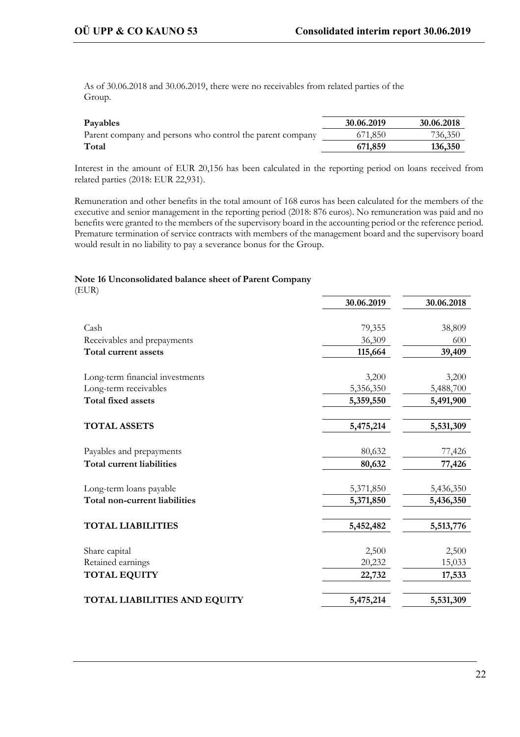As of 30.06.2018 and 30.06.2019, there were no receivables from related parties of the Group.

| Payables | 30.06.2019 | 30.06.2018 |
|---|---|---|
| Parent company and persons who control the parent company | 671,850 | 736,350 |
| **Total** | **671,859** | **136,350** |

Interest in the amount of EUR 20,156 has been calculated in the reporting period on loans received from related parties (2018: EUR 22,931).

Remuneration and other benefits in the total amount of 168 euros has been calculated for the members of the executive and senior management in the reporting period (2018: 876 euros). No remuneration was paid and no benefits were granted to the members of the supervisory board in the accounting period or the reference period. Premature termination of service contracts with members of the management board and the supervisory board would result in no liability to pay a severance bonus for the Group.

### Note 16 Unconsolidated balance sheet of Parent Company

(EUR)

| | 30.06.2019 | 30.06.2018 |
|---|---|---|
| Cash | 79,355 | 38,809 |
| Receivables and prepayments | 36,309 | 600 |
| **Total current assets** | **115,664** | **39,409** |
| | | |
| Long-term financial investments | 3,200 | 3,200 |
| Long-term receivables | 5,356,350 | 5,488,700 |
| **Total fixed assets** | **5,359,550** | **5,491,900** |
| | | |
| **TOTAL ASSETS** | **5,475,214** | **5,531,309** |
| | | |
| Payables and prepayments | 80,632 | 77,426 |
| **Total current liabilities** | **80,632** | **77,426** |
| | | |
| Long-term loans payable | 5,371,850 | 5,436,350 |
| **Total non-current liabilities** | **5,371,850** | **5,436,350** |
| | | |
| **TOTAL LIABILITIES** | **5,452,482** | **5,513,776** |
| | | |
| Share capital | 2,500 | 2,500 |
| Retained earnings | 20,232 | 15,033 |
| **TOTAL EQUITY** | **22,732** | **17,533** |
| | | |
| **TOTAL LIABILITIES AND EQUITY** | **5,475,214** | **5,531,309** |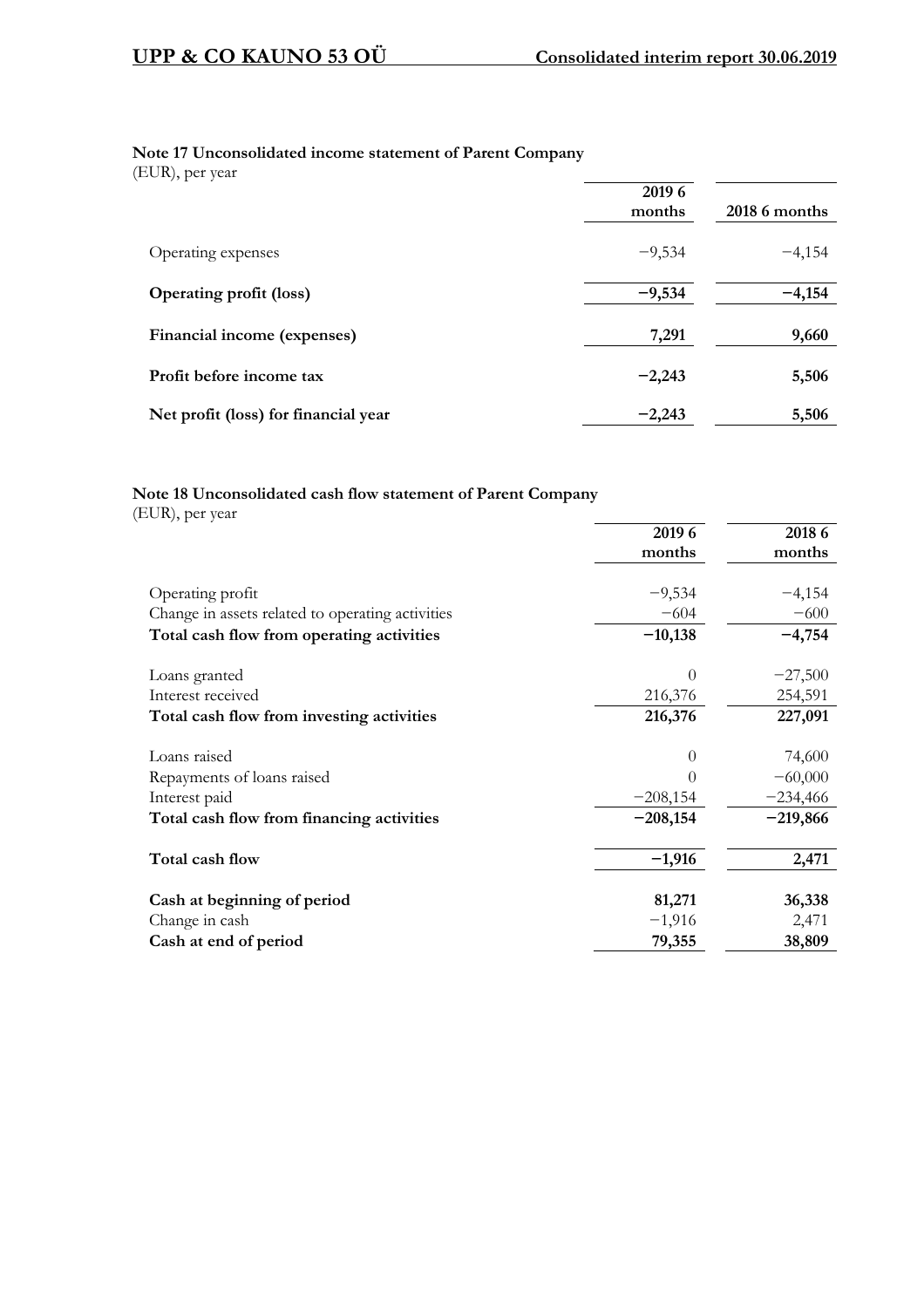## Note 17 Unconsolidated income statement of Parent Company

(EUR), per year

| | 2019 6 months | 2018 6 months |
|---|---|---|
| Operating expenses | −9,534 | −4,154 |
| **Operating profit (loss)** | **−9,534** | **−4,154** |
| **Financial income (expenses)** | **7,291** | **9,660** |
| **Profit before income tax** | **−2,243** | **5,506** |
| **Net profit (loss) for financial year** | **−2,243** | **5,506** |

## Note 18 Unconsolidated cash flow statement of Parent Company

(EUR), per year

| | 2019 6 months | 2018 6 months |
|---|---|---|
| Operating profit | −9,534 | −4,154 |
| Change in assets related to operating activities | −604 | −600 |
| **Total cash flow from operating activities** | **−10,138** | **−4,754** |
| Loans granted | 0 | −27,500 |
| Interest received | 216,376 | 254,591 |
| **Total cash flow from investing activities** | **216,376** | **227,091** |
| Loans raised | 0 | 74,600 |
| Repayments of loans raised | 0 | −60,000 |
| Interest paid | −208,154 | −234,466 |
| **Total cash flow from financing activities** | **−208,154** | **−219,866** |
| **Total cash flow** | **−1,916** | **2,471** |
| **Cash at beginning of period** | **81,271** | **36,338** |
| Change in cash | −1,916 | 2,471 |
| **Cash at end of period** | **79,355** | **38,809** |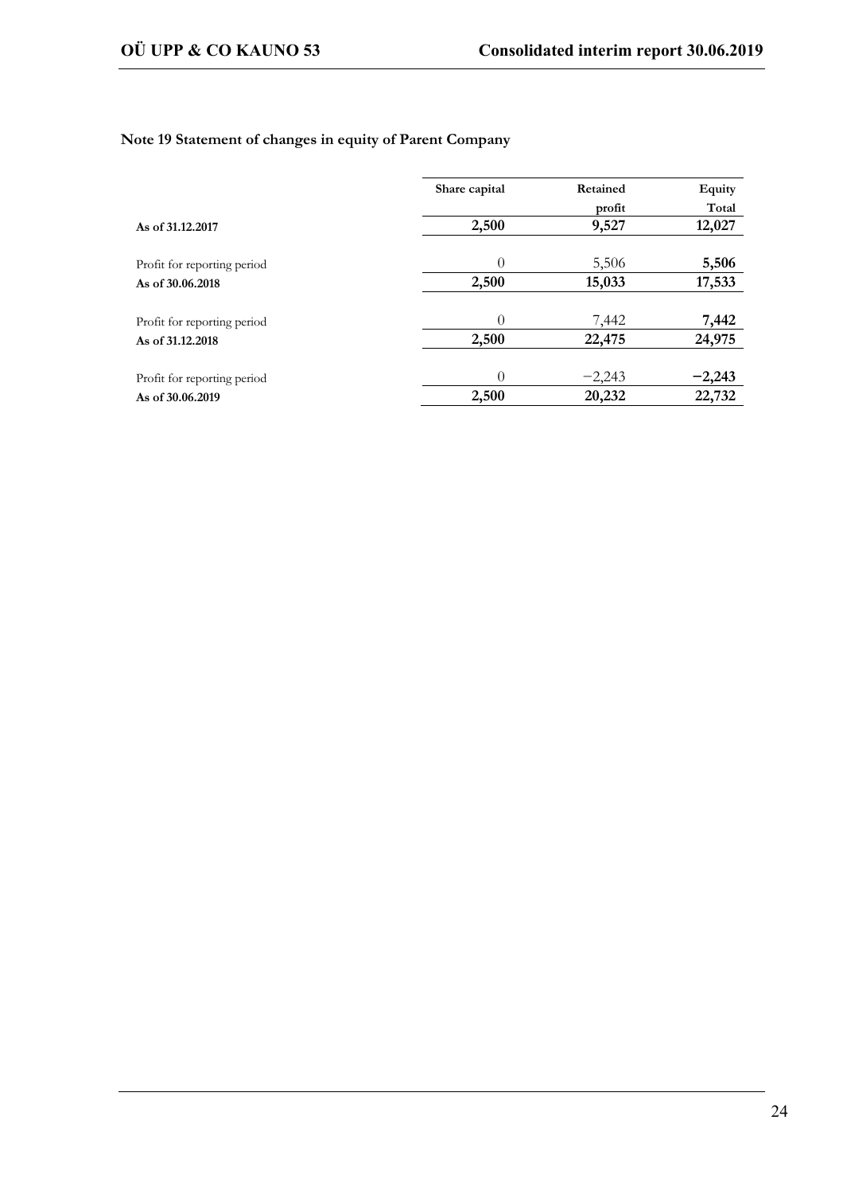## Note 19 Statement of changes in equity of Parent Company

| | Share capital | Retained profit | Equity Total |
|---|---|---|---|
| **As of 31.12.2017** | **2,500** | **9,527** | **12,027** |
| Profit for reporting period | 0 | 5,506 | **5,506** |
| **As of 30.06.2018** | **2,500** | **15,033** | **17,533** |
| Profit for reporting period | 0 | 7,442 | **7,442** |
| **As of 31.12.2018** | **2,500** | **22,475** | **24,975** |
| Profit for reporting period | 0 | −2,243 | **−2,243** |
| **As of 30.06.2019** | **2,500** | **20,232** | **22,732** |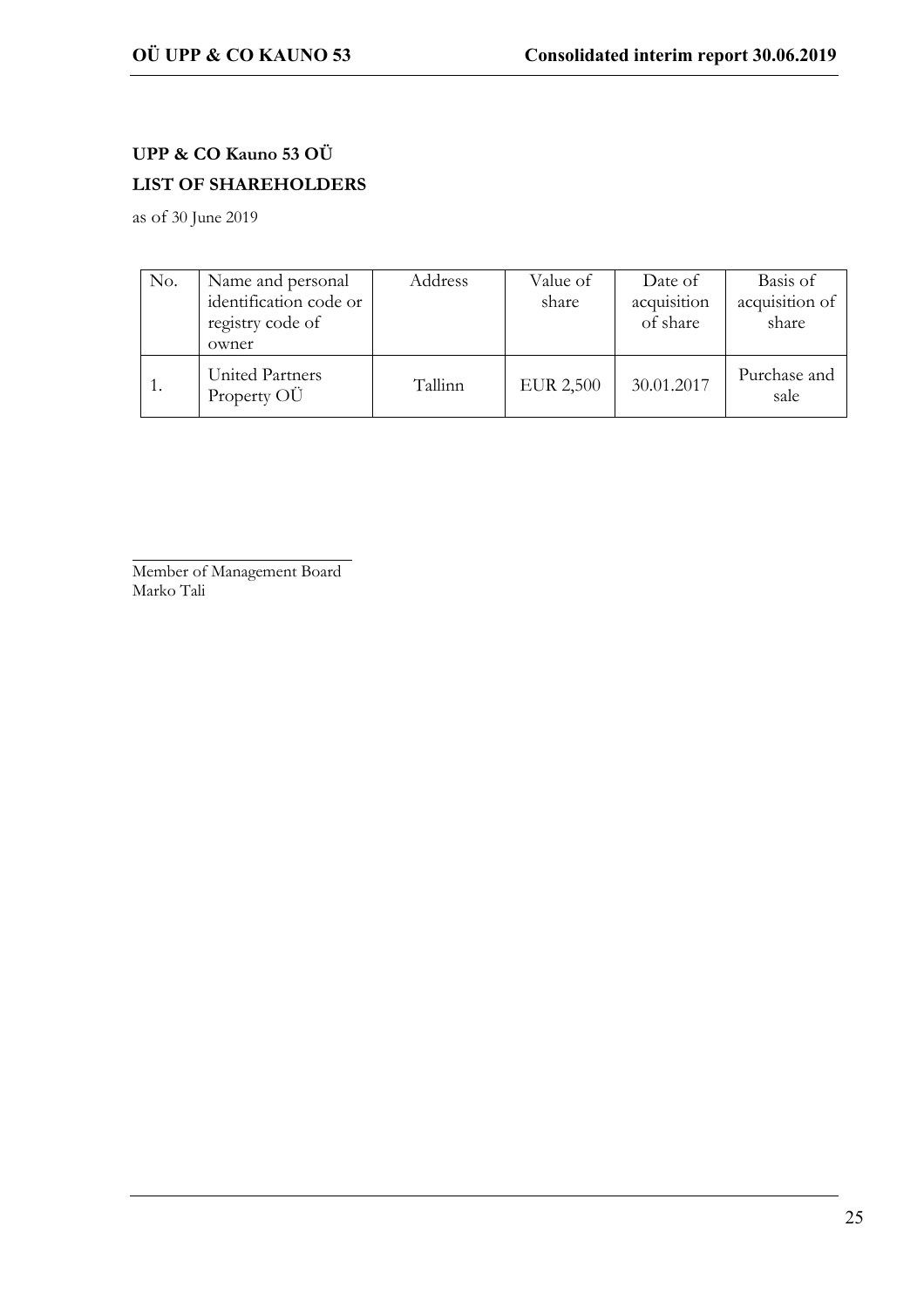**UPP & CO Kauno 53 OÜ**

**LIST OF SHAREHOLDERS**

as of 30 June 2019

| No. | Name and personal identification code or registry code of owner | Address | Value of share | Date of acquisition of share | Basis of acquisition of share |
|---|---|---|---|---|---|
| 1. | United Partners Property OÜ | Tallinn | EUR 2,500 | 30.01.2017 | Purchase and sale |

Member of Management Board
Marko Tali